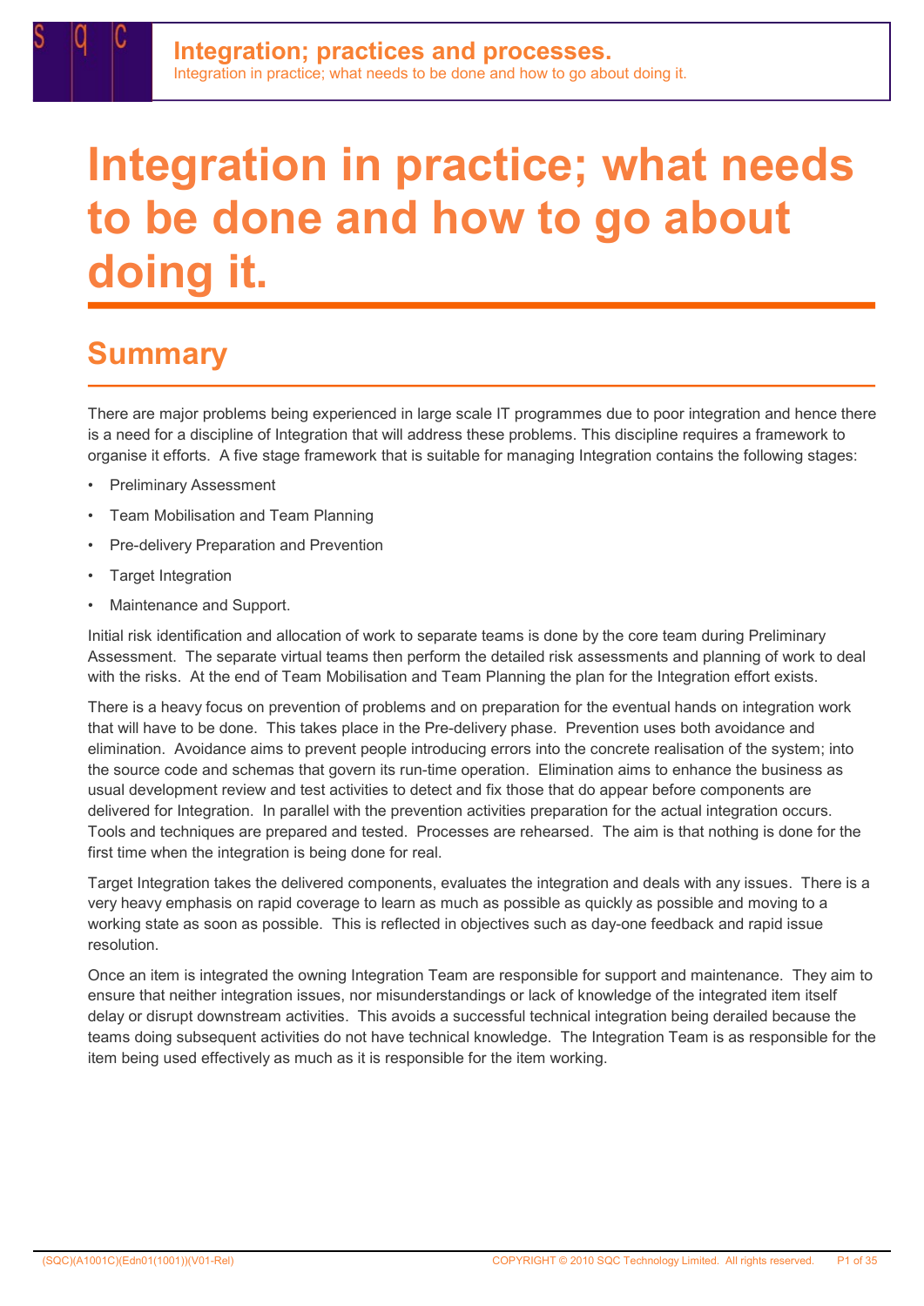# Integration in practice; what needs to be done and how to go about doing it.

## Summary

There are major problems being experienced in large scale IT programmes due to poor integration and hence there is a need for a discipline of Integration that will address these problems. This discipline requires a framework to organise it efforts. A five stage framework that is suitable for managing Integration contains the following stages:

- Preliminary Assessment
- Team Mobilisation and Team Planning
- Pre-delivery Preparation and Prevention
- Target Integration
- Maintenance and Support.

Initial risk identification and allocation of work to separate teams is done by the core team during Preliminary Assessment. The separate virtual teams then perform the detailed risk assessments and planning of work to deal with the risks. At the end of Team Mobilisation and Team Planning the plan for the Integration effort exists.

There is a heavy focus on prevention of problems and on preparation for the eventual hands on integration work that will have to be done. This takes place in the Pre-delivery phase. Prevention uses both avoidance and elimination. Avoidance aims to prevent people introducing errors into the concrete realisation of the system; into the source code and schemas that govern its run-time operation. Elimination aims to enhance the business as usual development review and test activities to detect and fix those that do appear before components are delivered for Integration. In parallel with the prevention activities preparation for the actual integration occurs. Tools and techniques are prepared and tested. Processes are rehearsed. The aim is that nothing is done for the first time when the integration is being done for real.

Target Integration takes the delivered components, evaluates the integration and deals with any issues. There is a very heavy emphasis on rapid coverage to learn as much as possible as quickly as possible and moving to a working state as soon as possible. This is reflected in objectives such as day-one feedback and rapid issue resolution.

Once an item is integrated the owning Integration Team are responsible for support and maintenance. They aim to ensure that neither integration issues, nor misunderstandings or lack of knowledge of the integrated item itself delay or disrupt downstream activities. This avoids a successful technical integration being derailed because the teams doing subsequent activities do not have technical knowledge. The Integration Team is as responsible for the item being used effectively as much as it is responsible for the item working.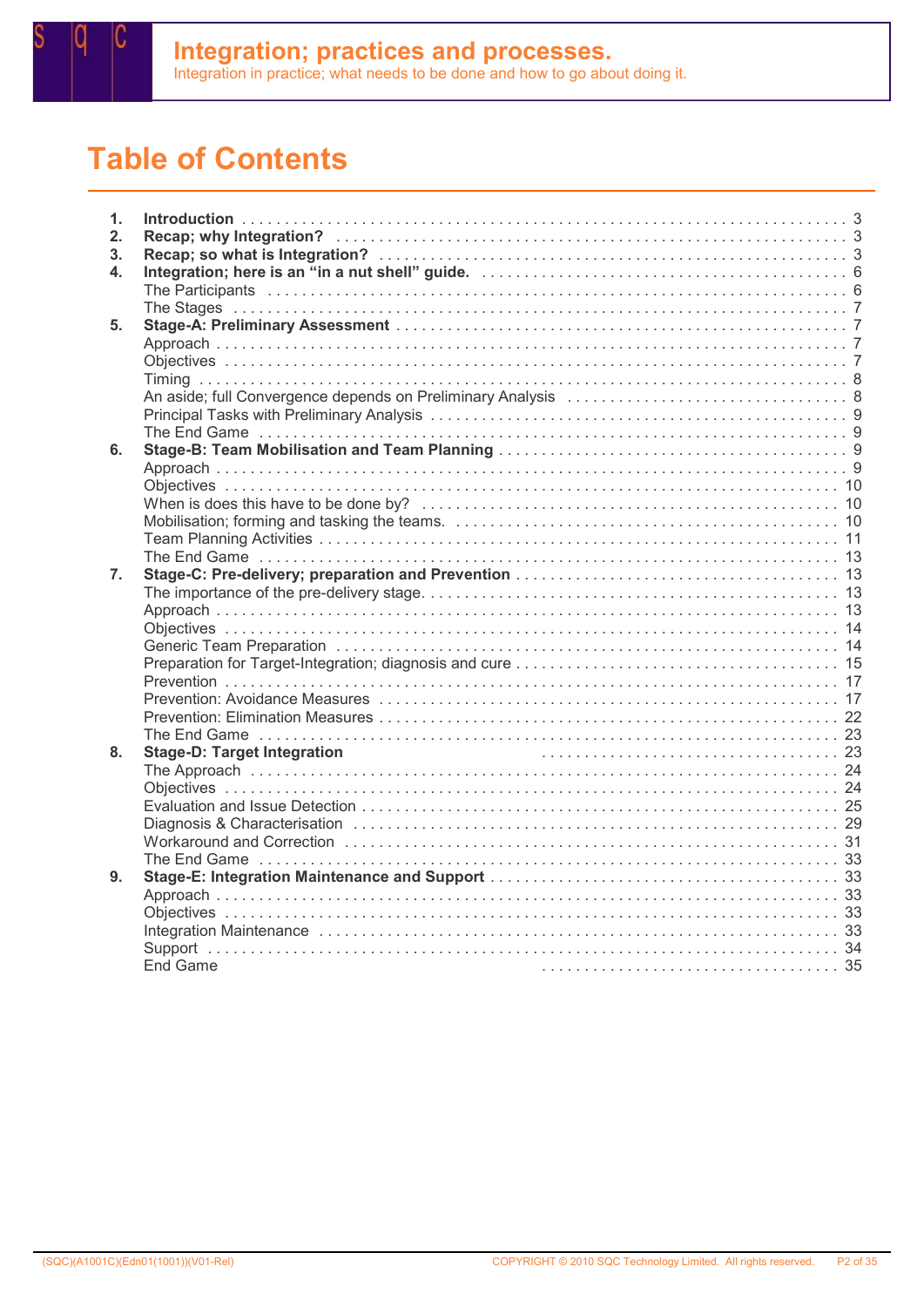# Table of Contents

1. **Introduction** ........ 3
2. **Recap; why Integration?** ........ 3
3. **Recap; so what is Integration?** ........ 3
4. **Integration; here is an "in a nut shell" guide.** ........ 6
   - The Participants ........ 6
   - The Stages ........ 7
5. **Stage-A: Preliminary Assessment** ........ 7
   - Approach ........ 7
   - Objectives ........ 7
   - Timing ........ 8
   - An aside; full Convergence depends on Preliminary Analysis ........ 8
   - Principal Tasks with Preliminary Analysis ........ 9
   - The End Game ........ 9
6. **Stage-B: Team Mobilisation and Team Planning** ........ 9
   - Approach ........ 9
   - Objectives ........ 10
   - When is does this have to be done by? ........ 10
   - Mobilisation; forming and tasking the teams. ........ 10
   - Team Planning Activities ........ 11
   - The End Game ........ 13
7. **Stage-C: Pre-delivery; preparation and Prevention** ........ 13
   - The importance of the pre-delivery stage. ........ 13
   - Approach ........ 13
   - Objectives ........ 14
   - Generic Team Preparation ........ 14
   - Preparation for Target-Integration; diagnosis and cure ........ 15
   - Prevention ........ 17
   - Prevention: Avoidance Measures ........ 17
   - Prevention: Elimination Measures ........ 22
   - The End Game ........ 23
8. **Stage-D: Target Integration** ........ 23
   - The Approach ........ 24
   - Objectives ........ 24
   - Evaluation and Issue Detection ........ 25
   - Diagnosis & Characterisation ........ 29
   - Workaround and Correction ........ 31
   - The End Game ........ 33
9. **Stage-E: Integration Maintenance and Support** ........ 33
   - Approach ........ 33
   - Objectives ........ 33
   - Integration Maintenance ........ 33
   - Support ........ 34
   - End Game ........ 35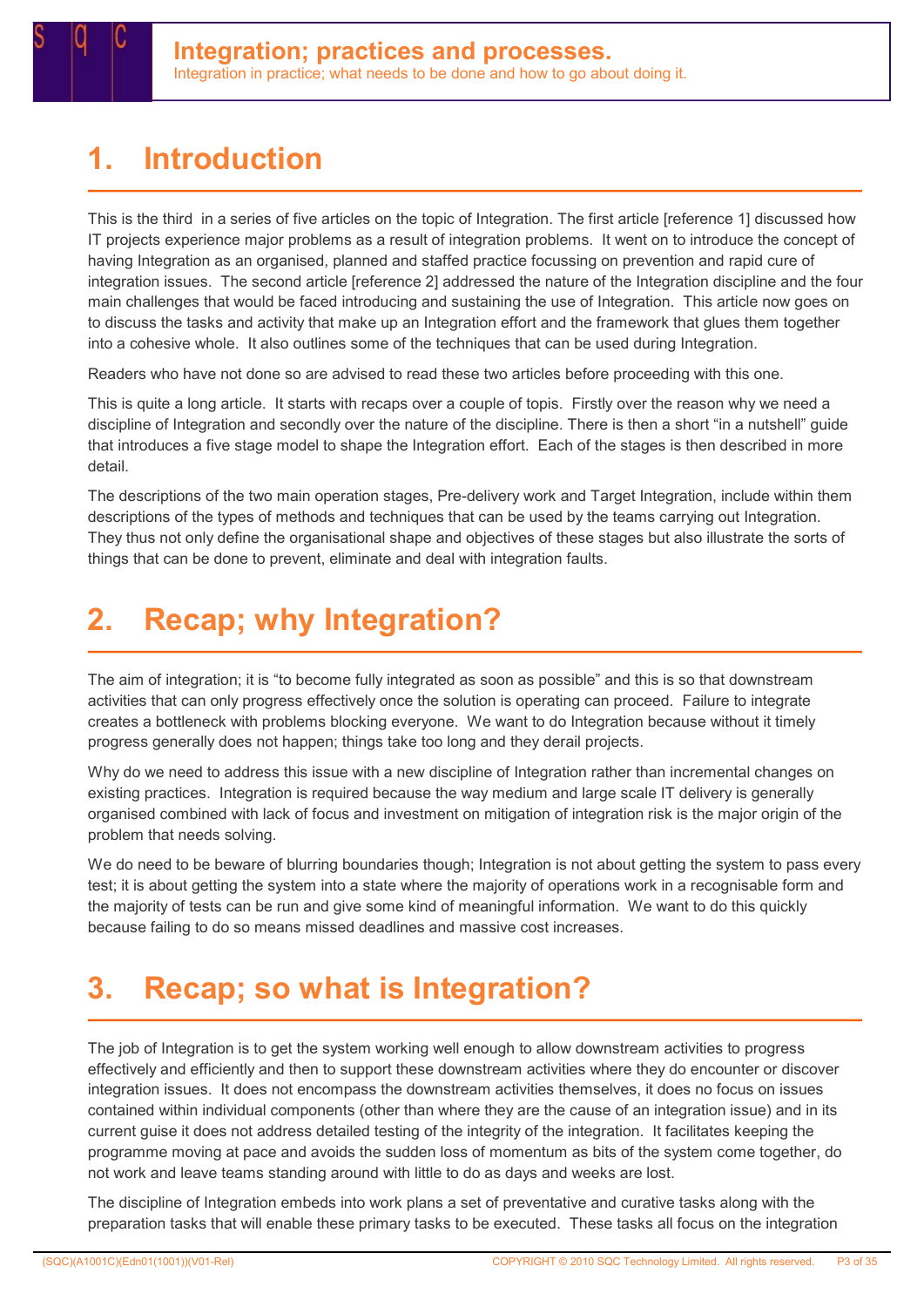# 1. Introduction

This is the third in a series of five articles on the topic of Integration. The first article [reference 1] discussed how IT projects experience major problems as a result of integration problems. It went on to introduce the concept of having Integration as an organised, planned and staffed practice focussing on prevention and rapid cure of integration issues. The second article [reference 2] addressed the nature of the Integration discipline and the four main challenges that would be faced introducing and sustaining the use of Integration. This article now goes on to discuss the tasks and activity that make up an Integration effort and the framework that glues them together into a cohesive whole. It also outlines some of the techniques that can be used during Integration.

Readers who have not done so are advised to read these two articles before proceeding with this one.

This is quite a long article. It starts with recaps over a couple of topis. Firstly over the reason why we need a discipline of Integration and secondly over the nature of the discipline. There is then a short "in a nutshell" guide that introduces a five stage model to shape the Integration effort. Each of the stages is then described in more detail.

The descriptions of the two main operation stages, Pre-delivery work and Target Integration, include within them descriptions of the types of methods and techniques that can be used by the teams carrying out Integration. They thus not only define the organisational shape and objectives of these stages but also illustrate the sorts of things that can be done to prevent, eliminate and deal with integration faults.

# 2. Recap; why Integration?

The aim of integration; it is "to become fully integrated as soon as possible" and this is so that downstream activities that can only progress effectively once the solution is operating can proceed. Failure to integrate creates a bottleneck with problems blocking everyone. We want to do Integration because without it timely progress generally does not happen; things take too long and they derail projects.

Why do we need to address this issue with a new discipline of Integration rather than incremental changes on existing practices. Integration is required because the way medium and large scale IT delivery is generally organised combined with lack of focus and investment on mitigation of integration risk is the major origin of the problem that needs solving.

We do need to be beware of blurring boundaries though; Integration is not about getting the system to pass every test; it is about getting the system into a state where the majority of operations work in a recognisable form and the majority of tests can be run and give some kind of meaningful information. We want to do this quickly because failing to do so means missed deadlines and massive cost increases.

# 3. Recap; so what is Integration?

The job of Integration is to get the system working well enough to allow downstream activities to progress effectively and efficiently and then to support these downstream activities where they do encounter or discover integration issues. It does not encompass the downstream activities themselves, it does no focus on issues contained within individual components (other than where they are the cause of an integration issue) and in its current guise it does not address detailed testing of the integrity of the integration. It facilitates keeping the programme moving at pace and avoids the sudden loss of momentum as bits of the system come together, do not work and leave teams standing around with little to do as days and weeks are lost.

The discipline of Integration embeds into work plans a set of preventative and curative tasks along with the preparation tasks that will enable these primary tasks to be executed. These tasks all focus on the integration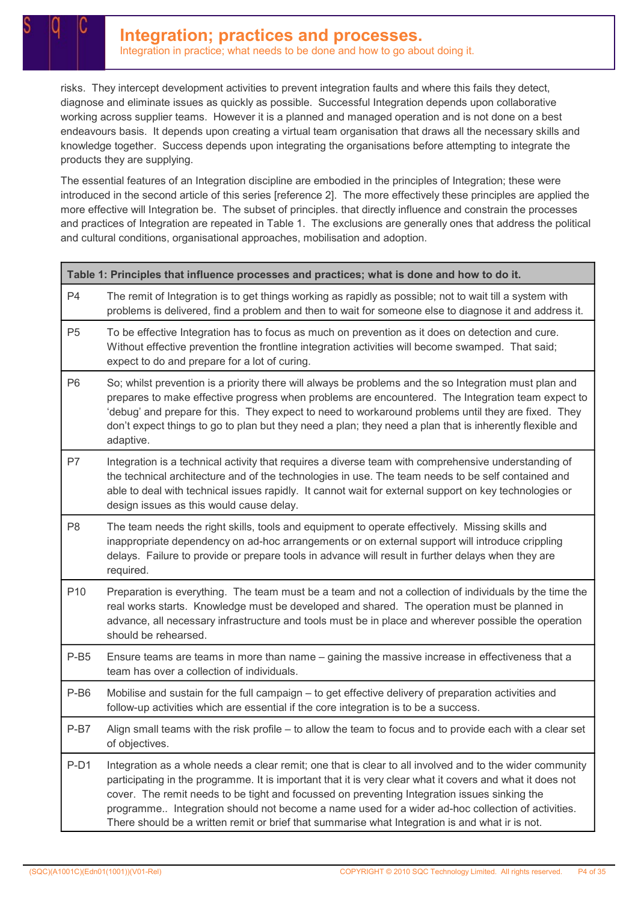risks. They intercept development activities to prevent integration faults and where this fails they detect, diagnose and eliminate issues as quickly as possible. Successful Integration depends upon collaborative working across supplier teams. However it is a planned and managed operation and is not done on a best endeavours basis. It depends upon creating a virtual team organisation that draws all the necessary skills and knowledge together. Success depends upon integrating the organisations before attempting to integrate the products they are supplying.

The essential features of an Integration discipline are embodied in the principles of Integration; these were introduced in the second article of this series [reference 2]. The more effectively these principles are applied the more effective will Integration be. The subset of principles. that directly influence and constrain the processes and practices of Integration are repeated in Table 1. The exclusions are generally ones that address the political and cultural conditions, organisational approaches, mobilisation and adoption.

| **Table 1: Principles that influence processes and practices; what is done and how to do it.** | |
|---|---|
| P4 | The remit of Integration is to get things working as rapidly as possible; not to wait till a system with problems is delivered, find a problem and then to wait for someone else to diagnose it and address it. |
| P5 | To be effective Integration has to focus as much on prevention as it does on detection and cure. Without effective prevention the frontline integration activities will become swamped. That said; expect to do and prepare for a lot of curing. |
| P6 | So; whilst prevention is a priority there will always be problems and the so Integration must plan and prepares to make effective progress when problems are encountered. The Integration team expect to 'debug' and prepare for this. They expect to need to workaround problems until they are fixed. They don't expect things to go to plan but they need a plan; they need a plan that is inherently flexible and adaptive. |
| P7 | Integration is a technical activity that requires a diverse team with comprehensive understanding of the technical architecture and of the technologies in use. The team needs to be self contained and able to deal with technical issues rapidly. It cannot wait for external support on key technologies or design issues as this would cause delay. |
| P8 | The team needs the right skills, tools and equipment to operate effectively. Missing skills and inappropriate dependency on ad-hoc arrangements or on external support will introduce crippling delays. Failure to provide or prepare tools in advance will result in further delays when they are required. |
| P10 | Preparation is everything. The team must be a team and not a collection of individuals by the time the real works starts. Knowledge must be developed and shared. The operation must be planned in advance, all necessary infrastructure and tools must be in place and wherever possible the operation should be rehearsed. |
| P-B5 | Ensure teams are teams in more than name – gaining the massive increase in effectiveness that a team has over a collection of individuals. |
| P-B6 | Mobilise and sustain for the full campaign – to get effective delivery of preparation activities and follow-up activities which are essential if the core integration is to be a success. |
| P-B7 | Align small teams with the risk profile – to allow the team to focus and to provide each with a clear set of objectives. |
| P-D1 | Integration as a whole needs a clear remit; one that is clear to all involved and to the wider community participating in the programme. It is important that it is very clear what it covers and what it does not cover. The remit needs to be tight and focussed on preventing Integration issues sinking the programme.. Integration should not become a name used for a wider ad-hoc collection of activities. There should be a written remit or brief that summarise what Integration is and what ir is not. |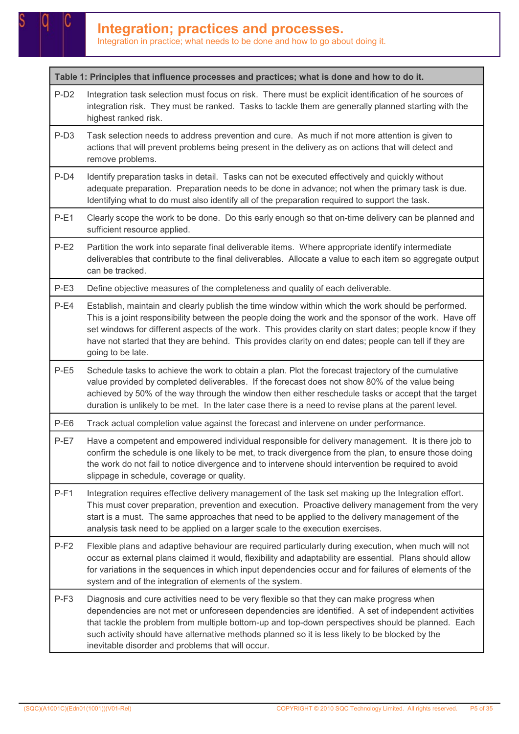# Integration; practices and processes.

Integration in practice; what needs to be done and how to go about doing it.

| Table 1: Principles that influence processes and practices; what is done and how to do it. | |
|---|---|
| P-D2 | Integration task selection must focus on risk. There must be explicit identification of he sources of integration risk. They must be ranked. Tasks to tackle them are generally planned starting with the highest ranked risk. |
| P-D3 | Task selection needs to address prevention and cure. As much if not more attention is given to actions that will prevent problems being present in the delivery as on actions that will detect and remove problems. |
| P-D4 | Identify preparation tasks in detail. Tasks can not be executed effectively and quickly without adequate preparation. Preparation needs to be done in advance; not when the primary task is due. Identifying what to do must also identify all of the preparation required to support the task. |
| P-E1 | Clearly scope the work to be done. Do this early enough so that on-time delivery can be planned and sufficient resource applied. |
| P-E2 | Partition the work into separate final deliverable items. Where appropriate identify intermediate deliverables that contribute to the final deliverables. Allocate a value to each item so aggregate output can be tracked. |
| P-E3 | Define objective measures of the completeness and quality of each deliverable. |
| P-E4 | Establish, maintain and clearly publish the time window within which the work should be performed. This is a joint responsibility between the people doing the work and the sponsor of the work. Have off set windows for different aspects of the work. This provides clarity on start dates; people know if they have not started that they are behind. This provides clarity on end dates; people can tell if they are going to be late. |
| P-E5 | Schedule tasks to achieve the work to obtain a plan. Plot the forecast trajectory of the cumulative value provided by completed deliverables. If the forecast does not show 80% of the value being achieved by 50% of the way through the window then either reschedule tasks or accept that the target duration is unlikely to be met. In the later case there is a need to revise plans at the parent level. |
| P-E6 | Track actual completion value against the forecast and intervene on under performance. |
| P-E7 | Have a competent and empowered individual responsible for delivery management. It is there job to confirm the schedule is one likely to be met, to track divergence from the plan, to ensure those doing the work do not fail to notice divergence and to intervene should intervention be required to avoid slippage in schedule, coverage or quality. |
| P-F1 | Integration requires effective delivery management of the task set making up the Integration effort. This must cover preparation, prevention and execution. Proactive delivery management from the very start is a must. The same approaches that need to be applied to the delivery management of the analysis task need to be applied on a larger scale to the execution exercises. |
| P-F2 | Flexible plans and adaptive behaviour are required particularly during execution, when much will not occur as external plans claimed it would, flexibility and adaptability are essential. Plans should allow for variations in the sequences in which input dependencies occur and for failures of elements of the system and of the integration of elements of the system. |
| P-F3 | Diagnosis and cure activities need to be very flexible so that they can make progress when dependencies are not met or unforeseen dependencies are identified. A set of independent activities that tackle the problem from multiple bottom-up and top-down perspectives should be planned. Each such activity should have alternative methods planned so it is less likely to be blocked by the inevitable disorder and problems that will occur. |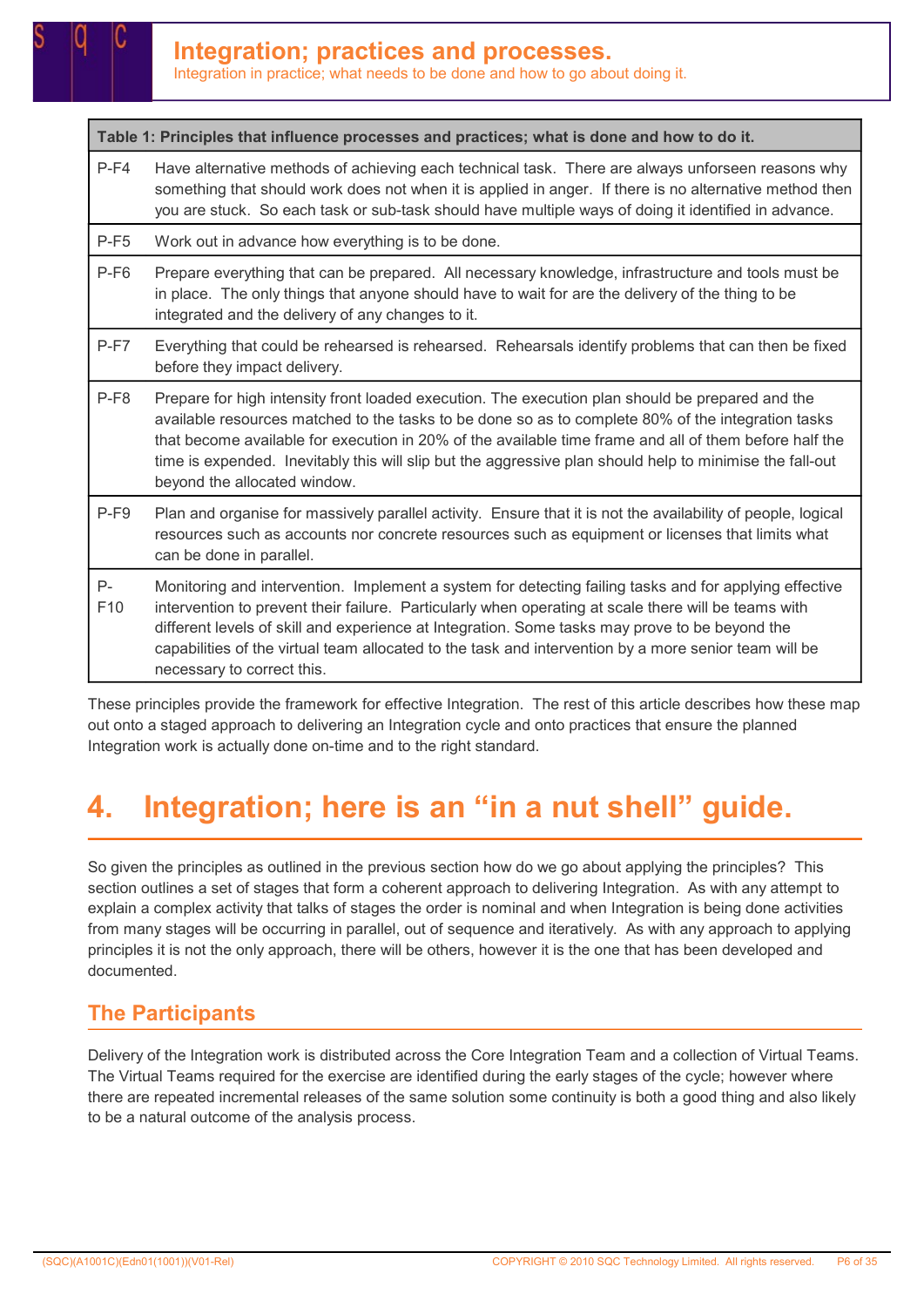| Table 1: Principles that influence processes and practices; what is done and how to do it. | |
|---|---|
| P-F4 | Have alternative methods of achieving each technical task. There are always unforseen reasons why something that should work does not when it is applied in anger. If there is no alternative method then you are stuck. So each task or sub-task should have multiple ways of doing it identified in advance. |
| P-F5 | Work out in advance how everything is to be done. |
| P-F6 | Prepare everything that can be prepared. All necessary knowledge, infrastructure and tools must be in place. The only things that anyone should have to wait for are the delivery of the thing to be integrated and the delivery of any changes to it. |
| P-F7 | Everything that could be rehearsed is rehearsed. Rehearsals identify problems that can then be fixed before they impact delivery. |
| P-F8 | Prepare for high intensity front loaded execution. The execution plan should be prepared and the available resources matched to the tasks to be done so as to complete 80% of the integration tasks that become available for execution in 20% of the available time frame and all of them before half the time is expended. Inevitably this will slip but the aggressive plan should help to minimise the fall-out beyond the allocated window. |
| P-F9 | Plan and organise for massively parallel activity. Ensure that it is not the availability of people, logical resources such as accounts nor concrete resources such as equipment or licenses that limits what can be done in parallel. |
| P-F10 | Monitoring and intervention. Implement a system for detecting failing tasks and for applying effective intervention to prevent their failure. Particularly when operating at scale there will be teams with different levels of skill and experience at Integration. Some tasks may prove to be beyond the capabilities of the virtual team allocated to the task and intervention by a more senior team will be necessary to correct this. |

These principles provide the framework for effective Integration. The rest of this article describes how these map out onto a staged approach to delivering an Integration cycle and onto practices that ensure the planned Integration work is actually done on-time and to the right standard.

# 4. Integration; here is an "in a nut shell" guide.

So given the principles as outlined in the previous section how do we go about applying the principles? This section outlines a set of stages that form a coherent approach to delivering Integration. As with any attempt to explain a complex activity that talks of stages the order is nominal and when Integration is being done activities from many stages will be occurring in parallel, out of sequence and iteratively. As with any approach to applying principles it is not the only approach, there will be others, however it is the one that has been developed and documented.

## The Participants

Delivery of the Integration work is distributed across the Core Integration Team and a collection of Virtual Teams. The Virtual Teams required for the exercise are identified during the early stages of the cycle; however where there are repeated incremental releases of the same solution some continuity is both a good thing and also likely to be a natural outcome of the analysis process.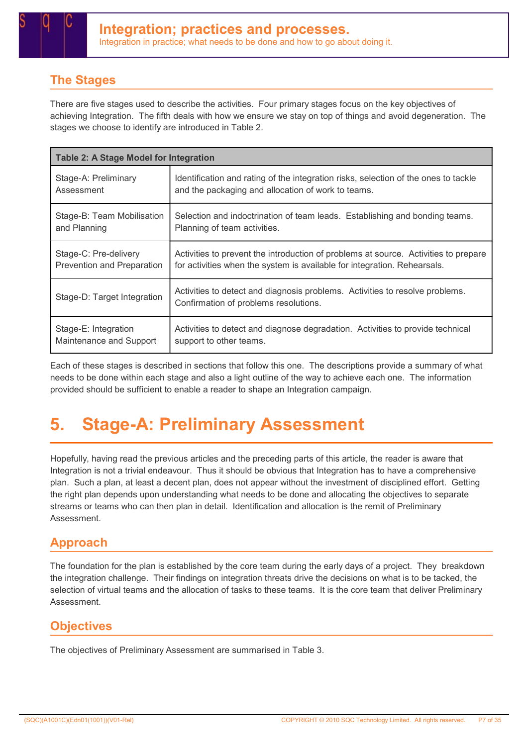## The Stages

There are five stages used to describe the activities. Four primary stages focus on the key objectives of achieving Integration. The fifth deals with how we ensure we stay on top of things and avoid degeneration. The stages we choose to identify are introduced in Table 2.

| Table 2: A Stage Model for Integration | |
|---|---|
| Stage-A: Preliminary Assessment | Identification and rating of the integration risks, selection of the ones to tackle and the packaging and allocation of work to teams. |
| Stage-B: Team Mobilisation and Planning | Selection and indoctrination of team leads. Establishing and bonding teams. Planning of team activities. |
| Stage-C: Pre-delivery Prevention and Preparation | Activities to prevent the introduction of problems at source. Activities to prepare for activities when the system is available for integration. Rehearsals. |
| Stage-D: Target Integration | Activities to detect and diagnosis problems. Activities to resolve problems. Confirmation of problems resolutions. |
| Stage-E: Integration Maintenance and Support | Activities to detect and diagnose degradation. Activities to provide technical support to other teams. |

Each of these stages is described in sections that follow this one. The descriptions provide a summary of what needs to be done within each stage and also a light outline of the way to achieve each one. The information provided should be sufficient to enable a reader to shape an Integration campaign.

# 5. Stage-A: Preliminary Assessment

Hopefully, having read the previous articles and the preceding parts of this article, the reader is aware that Integration is not a trivial endeavour. Thus it should be obvious that Integration has to have a comprehensive plan. Such a plan, at least a decent plan, does not appear without the investment of disciplined effort. Getting the right plan depends upon understanding what needs to be done and allocating the objectives to separate streams or teams who can then plan in detail. Identification and allocation is the remit of Preliminary Assessment.

## Approach

The foundation for the plan is established by the core team during the early days of a project. They breakdown the integration challenge. Their findings on integration threats drive the decisions on what is to be tacked, the selection of virtual teams and the allocation of tasks to these teams. It is the core team that deliver Preliminary Assessment.

## Objectives

The objectives of Preliminary Assessment are summarised in Table 3.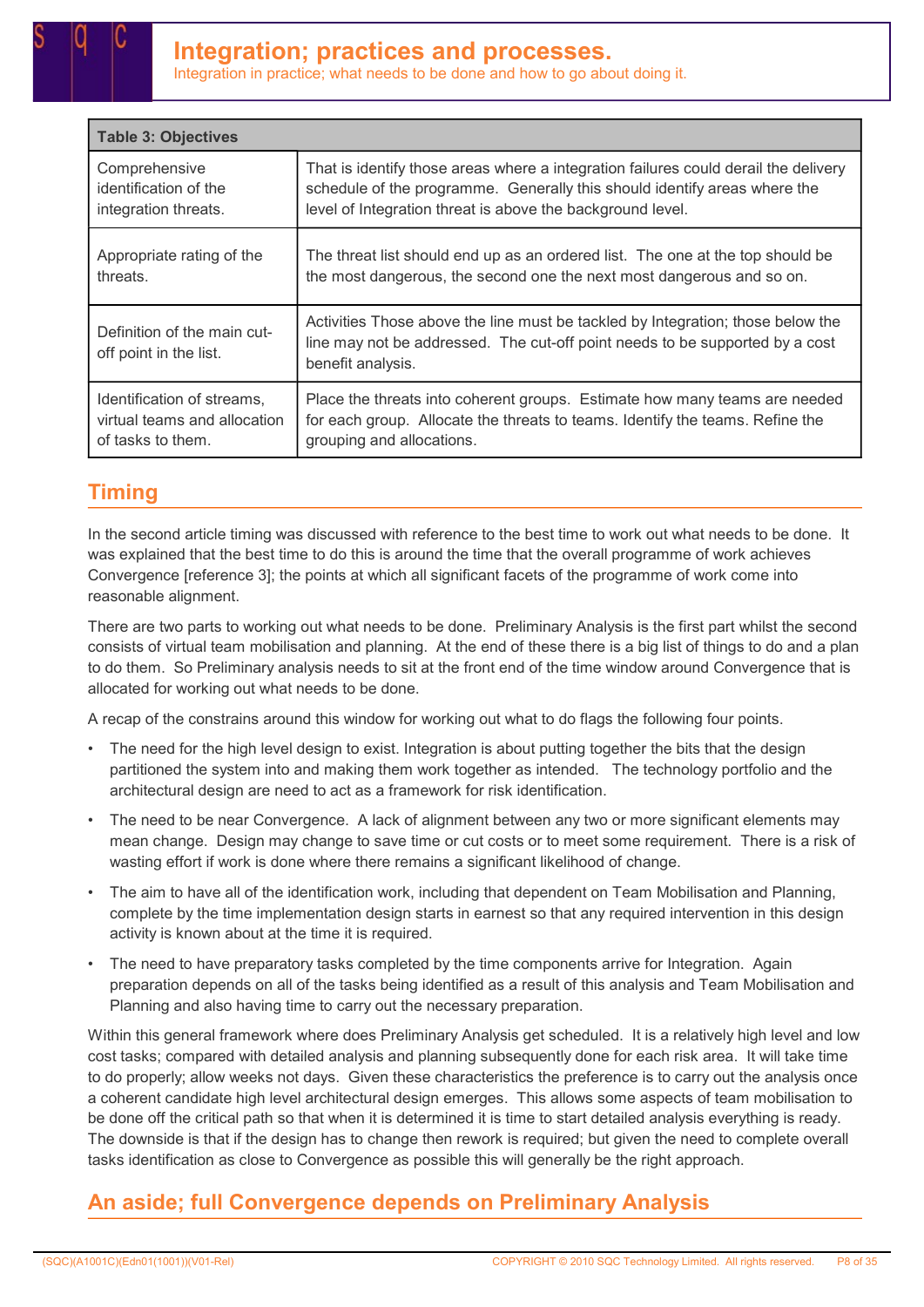| Table 3: Objectives | |
|---|---|
| Comprehensive identification of the integration threats. | That is identify those areas where a integration failures could derail the delivery schedule of the programme. Generally this should identify areas where the level of Integration threat is above the background level. |
| Appropriate rating of the threats. | The threat list should end up as an ordered list. The one at the top should be the most dangerous, the second one the next most dangerous and so on. |
| Definition of the main cut-off point in the list. | Activities Those above the line must be tackled by Integration; those below the line may not be addressed. The cut-off point needs to be supported by a cost benefit analysis. |
| Identification of streams, virtual teams and allocation of tasks to them. | Place the threats into coherent groups. Estimate how many teams are needed for each group. Allocate the threats to teams. Identify the teams. Refine the grouping and allocations. |

## Timing

In the second article timing was discussed with reference to the best time to work out what needs to be done. It was explained that the best time to do this is around the time that the overall programme of work achieves Convergence [reference 3]; the points at which all significant facets of the programme of work come into reasonable alignment.

There are two parts to working out what needs to be done. Preliminary Analysis is the first part whilst the second consists of virtual team mobilisation and planning. At the end of these there is a big list of things to do and a plan to do them. So Preliminary analysis needs to sit at the front end of the time window around Convergence that is allocated for working out what needs to be done.

A recap of the constrains around this window for working out what to do flags the following four points.

- The need for the high level design to exist. Integration is about putting together the bits that the design partitioned the system into and making them work together as intended. The technology portfolio and the architectural design are need to act as a framework for risk identification.
- The need to be near Convergence. A lack of alignment between any two or more significant elements may mean change. Design may change to save time or cut costs or to meet some requirement. There is a risk of wasting effort if work is done where there remains a significant likelihood of change.
- The aim to have all of the identification work, including that dependent on Team Mobilisation and Planning, complete by the time implementation design starts in earnest so that any required intervention in this design activity is known about at the time it is required.
- The need to have preparatory tasks completed by the time components arrive for Integration. Again preparation depends on all of the tasks being identified as a result of this analysis and Team Mobilisation and Planning and also having time to carry out the necessary preparation.

Within this general framework where does Preliminary Analysis get scheduled. It is a relatively high level and low cost tasks; compared with detailed analysis and planning subsequently done for each risk area. It will take time to do properly; allow weeks not days. Given these characteristics the preference is to carry out the analysis once a coherent candidate high level architectural design emerges. This allows some aspects of team mobilisation to be done off the critical path so that when it is determined it is time to start detailed analysis everything is ready. The downside is that if the design has to change then rework is required; but given the need to complete overall tasks identification as close to Convergence as possible this will generally be the right approach.

## An aside; full Convergence depends on Preliminary Analysis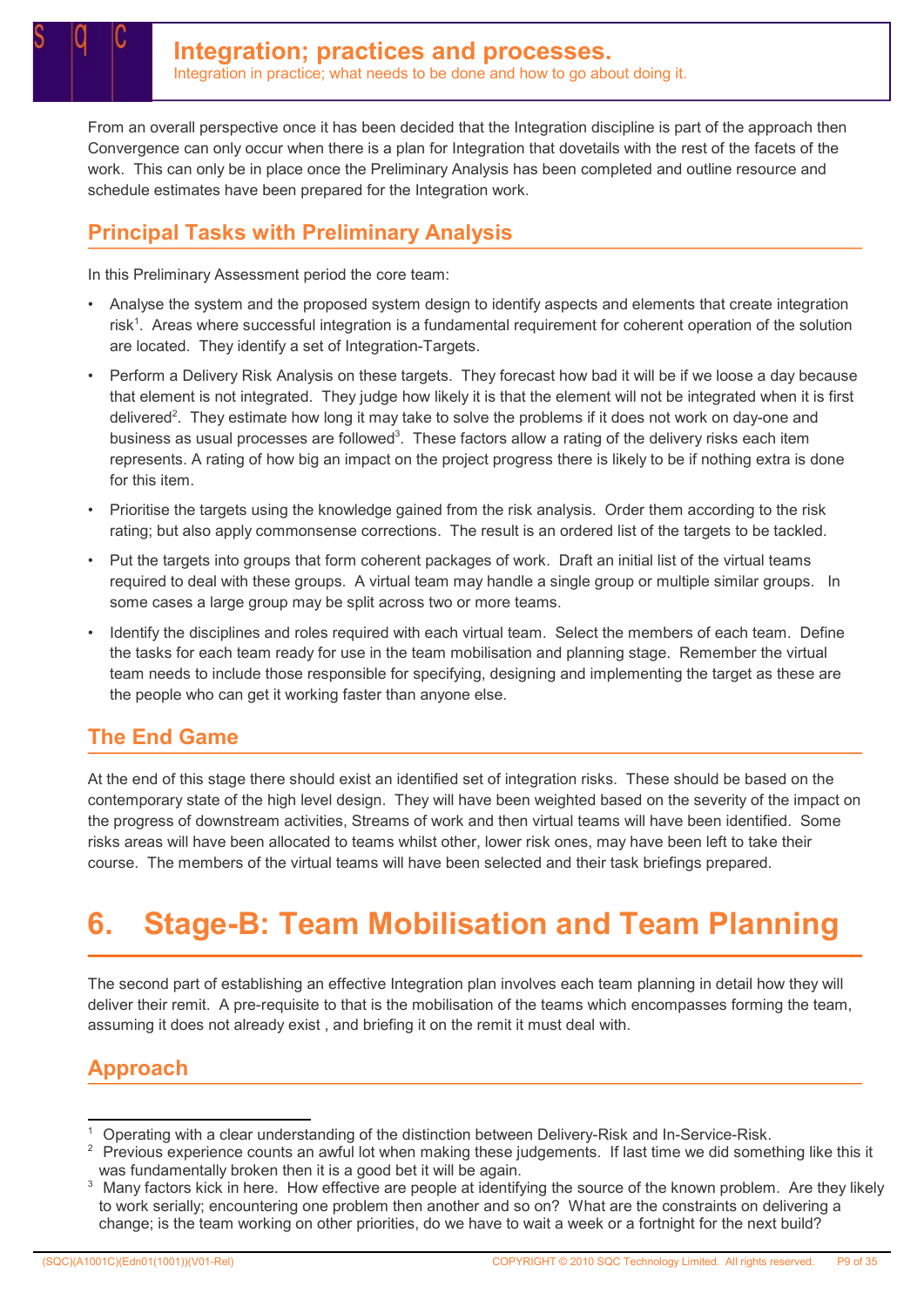From an overall perspective once it has been decided that the Integration discipline is part of the approach then Convergence can only occur when there is a plan for Integration that dovetails with the rest of the facets of the work. This can only be in place once the Preliminary Analysis has been completed and outline resource and schedule estimates have been prepared for the Integration work.

## Principal Tasks with Preliminary Analysis

In this Preliminary Assessment period the core team:

- Analyse the system and the proposed system design to identify aspects and elements that create integration risk[1]. Areas where successful integration is a fundamental requirement for coherent operation of the solution are located. They identify a set of Integration-Targets.
- Perform a Delivery Risk Analysis on these targets. They forecast how bad it will be if we loose a day because that element is not integrated. They judge how likely it is that the element will not be integrated when it is first delivered[2]. They estimate how long it may take to solve the problems if it does not work on day-one and business as usual processes are followed[3]. These factors allow a rating of the delivery risks each item represents. A rating of how big an impact on the project progress there is likely to be if nothing extra is done for this item.
- Prioritise the targets using the knowledge gained from the risk analysis. Order them according to the risk rating; but also apply commonsense corrections. The result is an ordered list of the targets to be tackled.
- Put the targets into groups that form coherent packages of work. Draft an initial list of the virtual teams required to deal with these groups. A virtual team may handle a single group or multiple similar groups. In some cases a large group may be split across two or more teams.
- Identify the disciplines and roles required with each virtual team. Select the members of each team. Define the tasks for each team ready for use in the team mobilisation and planning stage. Remember the virtual team needs to include those responsible for specifying, designing and implementing the target as these are the people who can get it working faster than anyone else.

## The End Game

At the end of this stage there should exist an identified set of integration risks. These should be based on the contemporary state of the high level design. They will have been weighted based on the severity of the impact on the progress of downstream activities, Streams of work and then virtual teams will have been identified. Some risks areas will have been allocated to teams whilst other, lower risk ones, may have been left to take their course. The members of the virtual teams will have been selected and their task briefings prepared.

# 6. Stage-B: Team Mobilisation and Team Planning

The second part of establishing an effective Integration plan involves each team planning in detail how they will deliver their remit. A pre-requisite to that is the mobilisation of the teams which encompasses forming the team, assuming it does not already exist , and briefing it on the remit it must deal with.

## Approach

---

[1] Operating with a clear understanding of the distinction between Delivery-Risk and In-Service-Risk.

[2] Previous experience counts an awful lot when making these judgements. If last time we did something like this it was fundamentally broken then it is a good bet it will be again.

[3] Many factors kick in here. How effective are people at identifying the source of the known problem. Are they likely to work serially; encountering one problem then another and so on? What are the constraints on delivering a change; is the team working on other priorities, do we have to wait a week or a fortnight for the next build?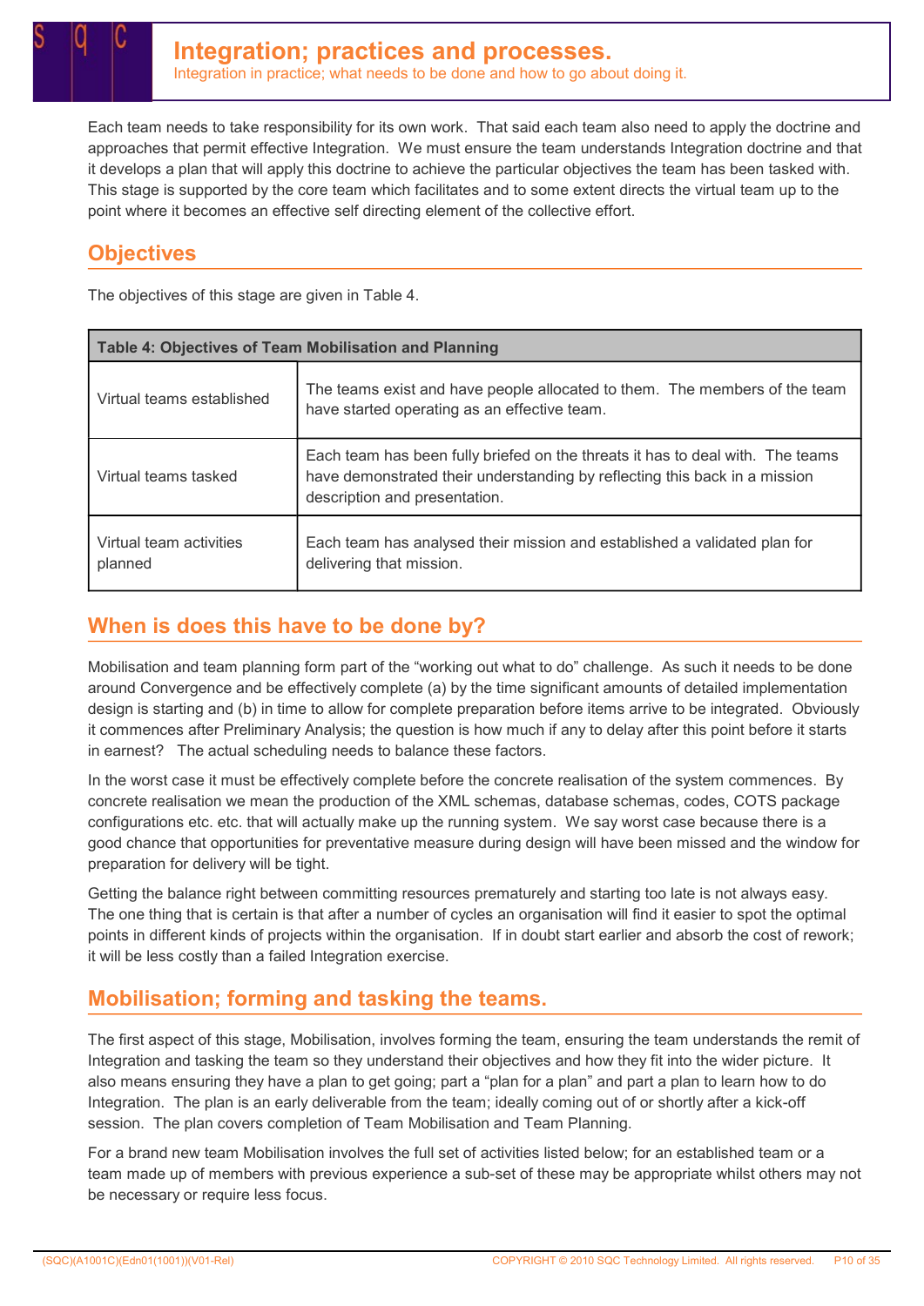# Integration; practices and processes.

Integration in practice; what needs to be done and how to go about doing it.

Each team needs to take responsibility for its own work. That said each team also need to apply the doctrine and approaches that permit effective Integration. We must ensure the team understands Integration doctrine and that it develops a plan that will apply this doctrine to achieve the particular objectives the team has been tasked with. This stage is supported by the core team which facilitates and to some extent directs the virtual team up to the point where it becomes an effective self directing element of the collective effort.

## Objectives

The objectives of this stage are given in Table 4.

| Table 4: Objectives of Team Mobilisation and Planning | |
|---|---|
| Virtual teams established | The teams exist and have people allocated to them. The members of the team have started operating as an effective team. |
| Virtual teams tasked | Each team has been fully briefed on the threats it has to deal with. The teams have demonstrated their understanding by reflecting this back in a mission description and presentation. |
| Virtual team activities planned | Each team has analysed their mission and established a validated plan for delivering that mission. |

## When is does this have to be done by?

Mobilisation and team planning form part of the "working out what to do" challenge. As such it needs to be done around Convergence and be effectively complete (a) by the time significant amounts of detailed implementation design is starting and (b) in time to allow for complete preparation before items arrive to be integrated. Obviously it commences after Preliminary Analysis; the question is how much if any to delay after this point before it starts in earnest? The actual scheduling needs to balance these factors.

In the worst case it must be effectively complete before the concrete realisation of the system commences. By concrete realisation we mean the production of the XML schemas, database schemas, codes, COTS package configurations etc. etc. that will actually make up the running system. We say worst case because there is a good chance that opportunities for preventative measure during design will have been missed and the window for preparation for delivery will be tight.

Getting the balance right between committing resources prematurely and starting too late is not always easy. The one thing that is certain is that after a number of cycles an organisation will find it easier to spot the optimal points in different kinds of projects within the organisation. If in doubt start earlier and absorb the cost of rework; it will be less costly than a failed Integration exercise.

## Mobilisation; forming and tasking the teams.

The first aspect of this stage, Mobilisation, involves forming the team, ensuring the team understands the remit of Integration and tasking the team so they understand their objectives and how they fit into the wider picture. It also means ensuring they have a plan to get going; part a "plan for a plan" and part a plan to learn how to do Integration. The plan is an early deliverable from the team; ideally coming out of or shortly after a kick-off session. The plan covers completion of Team Mobilisation and Team Planning.

For a brand new team Mobilisation involves the full set of activities listed below; for an established team or a team made up of members with previous experience a sub-set of these may be appropriate whilst others may not be necessary or require less focus.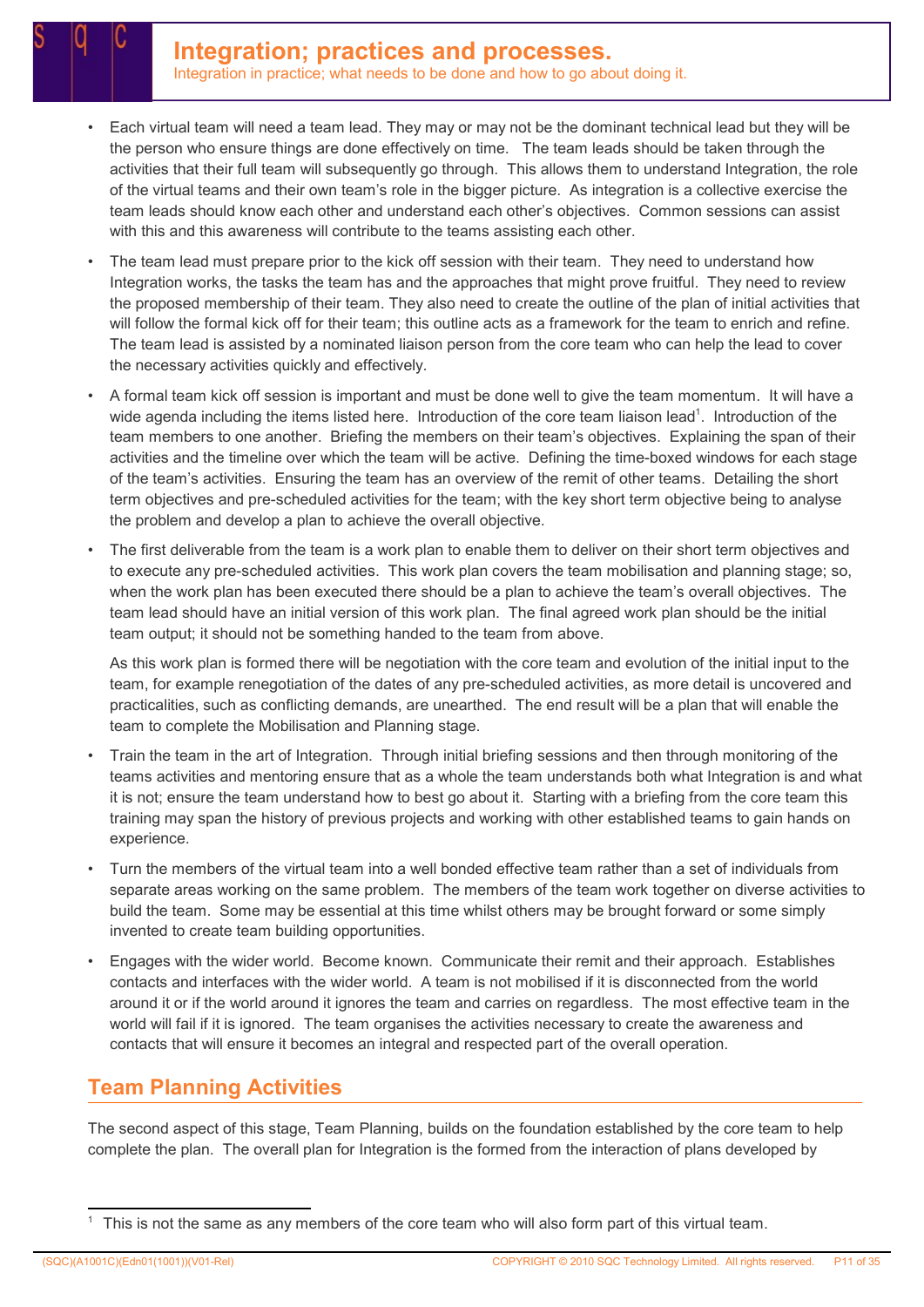- Each virtual team will need a team lead. They may or may not be the dominant technical lead but they will be the person who ensure things are done effectively on time. The team leads should be taken through the activities that their full team will subsequently go through. This allows them to understand Integration, the role of the virtual teams and their own team's role in the bigger picture. As integration is a collective exercise the team leads should know each other and understand each other's objectives. Common sessions can assist with this and this awareness will contribute to the teams assisting each other.
- The team lead must prepare prior to the kick off session with their team. They need to understand how Integration works, the tasks the team has and the approaches that might prove fruitful. They need to review the proposed membership of their team. They also need to create the outline of the plan of initial activities that will follow the formal kick off for their team; this outline acts as a framework for the team to enrich and refine. The team lead is assisted by a nominated liaison person from the core team who can help the lead to cover the necessary activities quickly and effectively.
- A formal team kick off session is important and must be done well to give the team momentum. It will have a wide agenda including the items listed here. Introduction of the core team liaison lead[1]. Introduction of the team members to one another. Briefing the members on their team's objectives. Explaining the span of their activities and the timeline over which the team will be active. Defining the time-boxed windows for each stage of the team's activities. Ensuring the team has an overview of the remit of other teams. Detailing the short term objectives and pre-scheduled activities for the team; with the key short term objective being to analyse the problem and develop a plan to achieve the overall objective.
- The first deliverable from the team is a work plan to enable them to deliver on their short term objectives and to execute any pre-scheduled activities. This work plan covers the team mobilisation and planning stage; so, when the work plan has been executed there should be a plan to achieve the team's overall objectives. The team lead should have an initial version of this work plan. The final agreed work plan should be the initial team output; it should not be something handed to the team from above.

  As this work plan is formed there will be negotiation with the core team and evolution of the initial input to the team, for example renegotiation of the dates of any pre-scheduled activities, as more detail is uncovered and practicalities, such as conflicting demands, are unearthed. The end result will be a plan that will enable the team to complete the Mobilisation and Planning stage.
- Train the team in the art of Integration. Through initial briefing sessions and then through monitoring of the teams activities and mentoring ensure that as a whole the team understands both what Integration is and what it is not; ensure the team understand how to best go about it. Starting with a briefing from the core team this training may span the history of previous projects and working with other established teams to gain hands on experience.
- Turn the members of the virtual team into a well bonded effective team rather than a set of individuals from separate areas working on the same problem. The members of the team work together on diverse activities to build the team. Some may be essential at this time whilst others may be brought forward or some simply invented to create team building opportunities.
- Engages with the wider world. Become known. Communicate their remit and their approach. Establishes contacts and interfaces with the wider world. A team is not mobilised if it is disconnected from the world around it or if the world around it ignores the team and carries on regardless. The most effective team in the world will fail if it is ignored. The team organises the activities necessary to create the awareness and contacts that will ensure it becomes an integral and respected part of the overall operation.

## Team Planning Activities

The second aspect of this stage, Team Planning, builds on the foundation established by the core team to help complete the plan. The overall plan for Integration is the formed from the interaction of plans developed by

[1] This is not the same as any members of the core team who will also form part of this virtual team.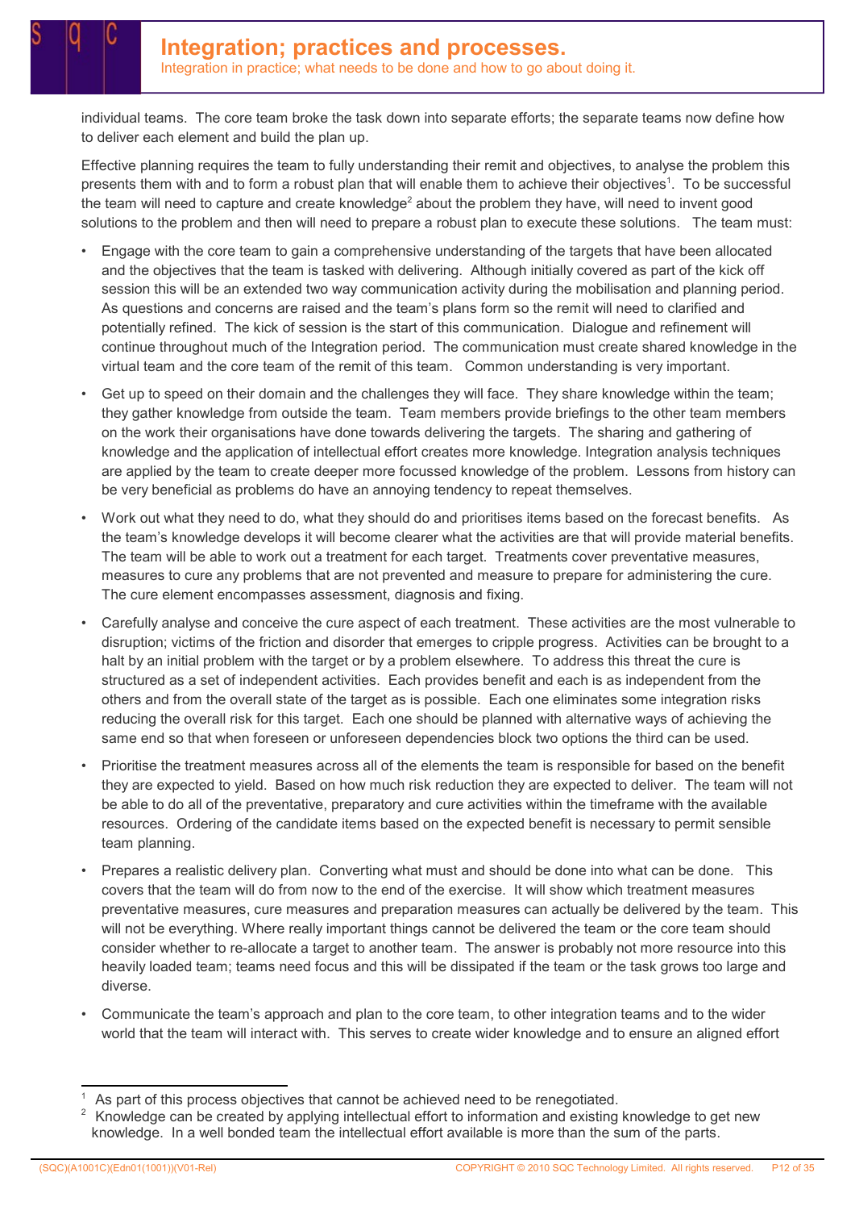individual teams. The core team broke the task down into separate efforts; the separate teams now define how to deliver each element and build the plan up.

Effective planning requires the team to fully understanding their remit and objectives, to analyse the problem this presents them with and to form a robust plan that will enable them to achieve their objectives[1]. To be successful the team will need to capture and create knowledge[2] about the problem they have, will need to invent good solutions to the problem and then will need to prepare a robust plan to execute these solutions. The team must:

- Engage with the core team to gain a comprehensive understanding of the targets that have been allocated and the objectives that the team is tasked with delivering. Although initially covered as part of the kick off session this will be an extended two way communication activity during the mobilisation and planning period. As questions and concerns are raised and the team's plans form so the remit will need to clarified and potentially refined. The kick of session is the start of this communication. Dialogue and refinement will continue throughout much of the Integration period. The communication must create shared knowledge in the virtual team and the core team of the remit of this team. Common understanding is very important.
- Get up to speed on their domain and the challenges they will face. They share knowledge within the team; they gather knowledge from outside the team. Team members provide briefings to the other team members on the work their organisations have done towards delivering the targets. The sharing and gathering of knowledge and the application of intellectual effort creates more knowledge. Integration analysis techniques are applied by the team to create deeper more focussed knowledge of the problem. Lessons from history can be very beneficial as problems do have an annoying tendency to repeat themselves.
- Work out what they need to do, what they should do and prioritises items based on the forecast benefits. As the team's knowledge develops it will become clearer what the activities are that will provide material benefits. The team will be able to work out a treatment for each target. Treatments cover preventative measures, measures to cure any problems that are not prevented and measure to prepare for administering the cure. The cure element encompasses assessment, diagnosis and fixing.
- Carefully analyse and conceive the cure aspect of each treatment. These activities are the most vulnerable to disruption; victims of the friction and disorder that emerges to cripple progress. Activities can be brought to a halt by an initial problem with the target or by a problem elsewhere. To address this threat the cure is structured as a set of independent activities. Each provides benefit and each is as independent from the others and from the overall state of the target as is possible. Each one eliminates some integration risks reducing the overall risk for this target. Each one should be planned with alternative ways of achieving the same end so that when foreseen or unforeseen dependencies block two options the third can be used.
- Prioritise the treatment measures across all of the elements the team is responsible for based on the benefit they are expected to yield. Based on how much risk reduction they are expected to deliver. The team will not be able to do all of the preventative, preparatory and cure activities within the timeframe with the available resources. Ordering of the candidate items based on the expected benefit is necessary to permit sensible team planning.
- Prepares a realistic delivery plan. Converting what must and should be done into what can be done. This covers that the team will do from now to the end of the exercise. It will show which treatment measures preventative measures, cure measures and preparation measures can actually be delivered by the team. This will not be everything. Where really important things cannot be delivered the team or the core team should consider whether to re-allocate a target to another team. The answer is probably not more resource into this heavily loaded team; teams need focus and this will be dissipated if the team or the task grows too large and diverse.
- Communicate the team's approach and plan to the core team, to other integration teams and to the wider world that the team will interact with. This serves to create wider knowledge and to ensure an aligned effort

---

[1] As part of this process objectives that cannot be achieved need to be renegotiated.

[2] Knowledge can be created by applying intellectual effort to information and existing knowledge to get new knowledge. In a well bonded team the intellectual effort available is more than the sum of the parts.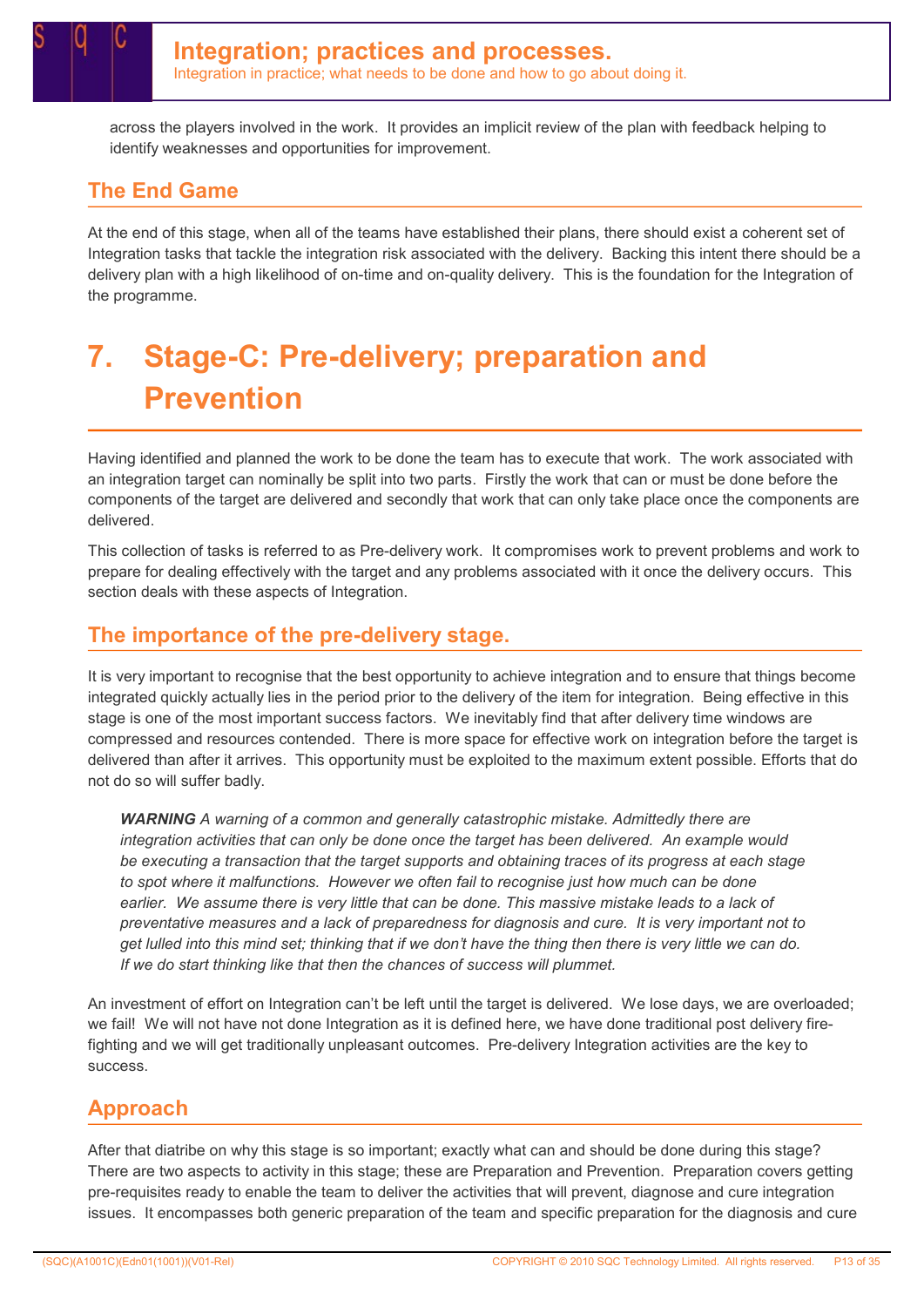across the players involved in the work. It provides an implicit review of the plan with feedback helping to identify weaknesses and opportunities for improvement.

## The End Game

At the end of this stage, when all of the teams have established their plans, there should exist a coherent set of Integration tasks that tackle the integration risk associated with the delivery. Backing this intent there should be a delivery plan with a high likelihood of on-time and on-quality delivery. This is the foundation for the Integration of the programme.

# 7. Stage-C: Pre-delivery; preparation and Prevention

Having identified and planned the work to be done the team has to execute that work. The work associated with an integration target can nominally be split into two parts. Firstly the work that can or must be done before the components of the target are delivered and secondly that work that can only take place once the components are delivered.

This collection of tasks is referred to as Pre-delivery work. It compromises work to prevent problems and work to prepare for dealing effectively with the target and any problems associated with it once the delivery occurs. This section deals with these aspects of Integration.

## The importance of the pre-delivery stage.

It is very important to recognise that the best opportunity to achieve integration and to ensure that things become integrated quickly actually lies in the period prior to the delivery of the item for integration. Being effective in this stage is one of the most important success factors. We inevitably find that after delivery time windows are compressed and resources contended. There is more space for effective work on integration before the target is delivered than after it arrives. This opportunity must be exploited to the maximum extent possible. Efforts that do not do so will suffer badly.

> ***WARNING** A warning of a common and generally catastrophic mistake. Admittedly there are integration activities that can only be done once the target has been delivered. An example would be executing a transaction that the target supports and obtaining traces of its progress at each stage to spot where it malfunctions. However we often fail to recognise just how much can be done earlier. We assume there is very little that can be done. This massive mistake leads to a lack of preventative measures and a lack of preparedness for diagnosis and cure. It is very important not to get lulled into this mind set; thinking that if we don't have the thing then there is very little we can do. If we do start thinking like that then the chances of success will plummet.*

An investment of effort on Integration can't be left until the target is delivered. We lose days, we are overloaded; we fail! We will not have not done Integration as it is defined here, we have done traditional post delivery fire-fighting and we will get traditionally unpleasant outcomes. Pre-delivery Integration activities are the key to success.

## Approach

After that diatribe on why this stage is so important; exactly what can and should be done during this stage? There are two aspects to activity in this stage; these are Preparation and Prevention. Preparation covers getting pre-requisites ready to enable the team to deliver the activities that will prevent, diagnose and cure integration issues. It encompasses both generic preparation of the team and specific preparation for the diagnosis and cure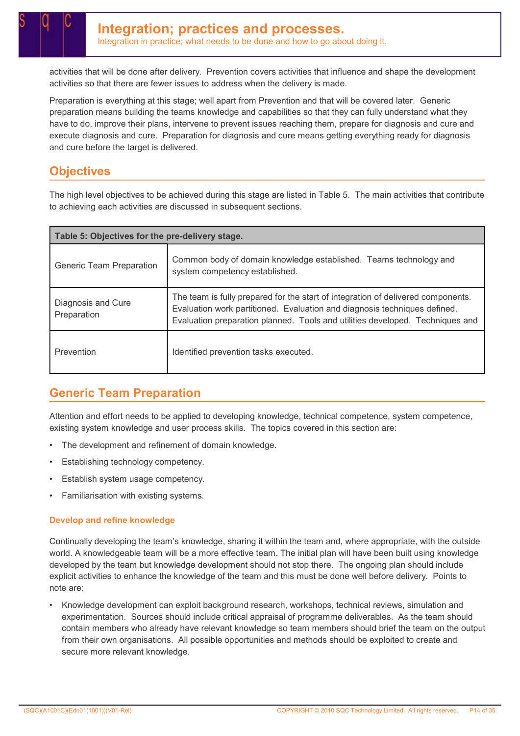activities that will be done after delivery. Prevention covers activities that influence and shape the development activities so that there are fewer issues to address when the delivery is made.

Preparation is everything at this stage; well apart from Prevention and that will be covered later. Generic preparation means building the teams knowledge and capabilities so that they can fully understand what they have to do, improve their plans, intervene to prevent issues reaching them, prepare for diagnosis and cure and execute diagnosis and cure. Preparation for diagnosis and cure means getting everything ready for diagnosis and cure before the target is delivered.

## Objectives

The high level objectives to be achieved during this stage are listed in Table 5. The main activities that contribute to achieving each activities are discussed in subsequent sections.

| Table 5: Objectives for the pre-delivery stage. | |
|---|---|
| Generic Team Preparation | Common body of domain knowledge established. Teams technology and system competency established. |
| Diagnosis and Cure Preparation | The team is fully prepared for the start of integration of delivered components. Evaluation work partitioned. Evaluation and diagnosis techniques defined. Evaluation preparation planned. Tools and utilities developed. Techniques and |
| Prevention | Identified prevention tasks executed. |

## Generic Team Preparation

Attention and effort needs to be applied to developing knowledge, technical competence, system competence, existing system knowledge and user process skills. The topics covered in this section are:

- The development and refinement of domain knowledge.
- Establishing technology competency.
- Establish system usage competency.
- Familiarisation with existing systems.

### Develop and refine knowledge

Continually developing the team's knowledge, sharing it within the team and, where appropriate, with the outside world. A knowledgeable team will be a more effective team. The initial plan will have been built using knowledge developed by the team but knowledge development should not stop there. The ongoing plan should include explicit activities to enhance the knowledge of the team and this must be done well before delivery. Points to note are:

- Knowledge development can exploit background research, workshops, technical reviews, simulation and experimentation. Sources should include critical appraisal of programme deliverables. As the team should contain members who already have relevant knowledge so team members should brief the team on the output from their own organisations. All possible opportunities and methods should be exploited to create and secure more relevant knowledge.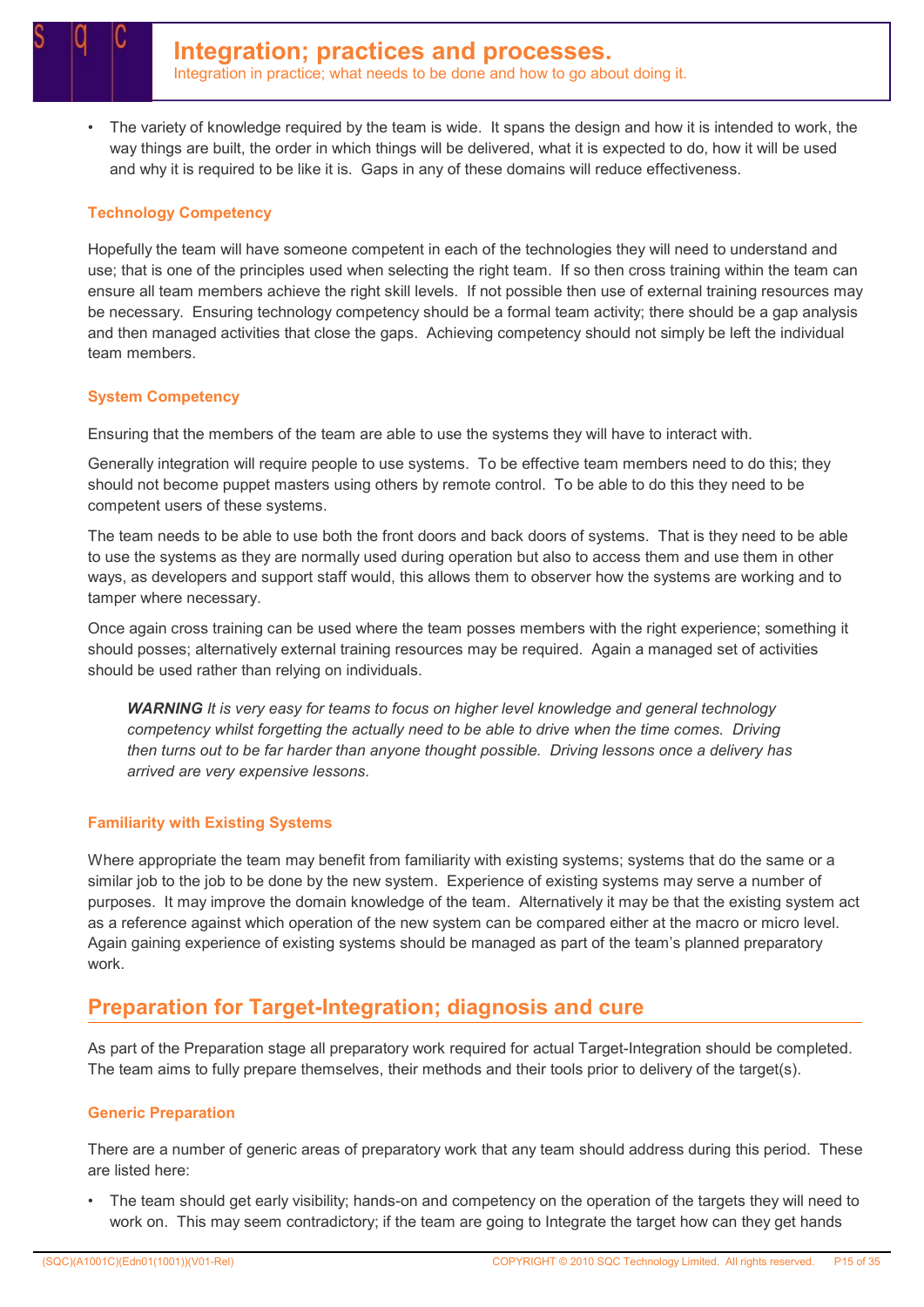- The variety of knowledge required by the team is wide. It spans the design and how it is intended to work, the way things are built, the order in which things will be delivered, what it is expected to do, how it will be used and why it is required to be like it is. Gaps in any of these domains will reduce effectiveness.

### Technology Competency

Hopefully the team will have someone competent in each of the technologies they will need to understand and use; that is one of the principles used when selecting the right team. If so then cross training within the team can ensure all team members achieve the right skill levels. If not possible then use of external training resources may be necessary. Ensuring technology competency should be a formal team activity; there should be a gap analysis and then managed activities that close the gaps. Achieving competency should not simply be left the individual team members.

### System Competency

Ensuring that the members of the team are able to use the systems they will have to interact with.

Generally integration will require people to use systems. To be effective team members need to do this; they should not become puppet masters using others by remote control. To be able to do this they need to be competent users of these systems.

The team needs to be able to use both the front doors and back doors of systems. That is they need to be able to use the systems as they are normally used during operation but also to access them and use them in other ways, as developers and support staff would, this allows them to observer how the systems are working and to tamper where necessary.

Once again cross training can be used where the team posses members with the right experience; something it should posses; alternatively external training resources may be required. Again a managed set of activities should be used rather than relying on individuals.

> ***WARNING*** *It is very easy for teams to focus on higher level knowledge and general technology competency whilst forgetting the actually need to be able to drive when the time comes. Driving then turns out to be far harder than anyone thought possible. Driving lessons once a delivery has arrived are very expensive lessons.*

### Familiarity with Existing Systems

Where appropriate the team may benefit from familiarity with existing systems; systems that do the same or a similar job to the job to be done by the new system. Experience of existing systems may serve a number of purposes. It may improve the domain knowledge of the team. Alternatively it may be that the existing system act as a reference against which operation of the new system can be compared either at the macro or micro level. Again gaining experience of existing systems should be managed as part of the team's planned preparatory work.

## Preparation for Target-Integration; diagnosis and cure

As part of the Preparation stage all preparatory work required for actual Target-Integration should be completed. The team aims to fully prepare themselves, their methods and their tools prior to delivery of the target(s).

### Generic Preparation

There are a number of generic areas of preparatory work that any team should address during this period. These are listed here:

- The team should get early visibility; hands-on and competency on the operation of the targets they will need to work on. This may seem contradictory; if the team are going to Integrate the target how can they get hands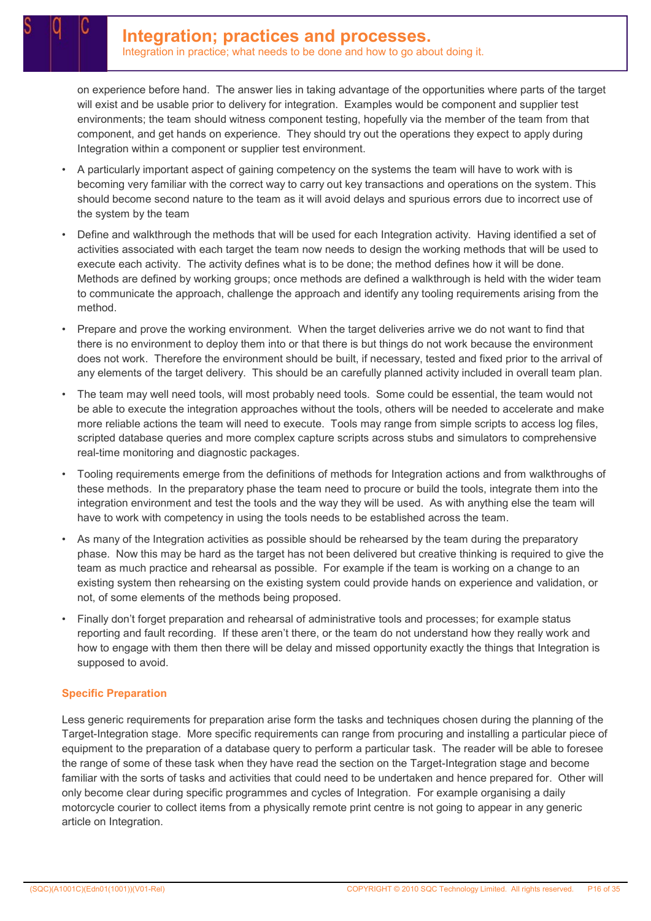on experience before hand. The answer lies in taking advantage of the opportunities where parts of the target will exist and be usable prior to delivery for integration. Examples would be component and supplier test environments; the team should witness component testing, hopefully via the member of the team from that component, and get hands on experience. They should try out the operations they expect to apply during Integration within a component or supplier test environment.

- A particularly important aspect of gaining competency on the systems the team will have to work with is becoming very familiar with the correct way to carry out key transactions and operations on the system. This should become second nature to the team as it will avoid delays and spurious errors due to incorrect use of the system by the team
- Define and walkthrough the methods that will be used for each Integration activity. Having identified a set of activities associated with each target the team now needs to design the working methods that will be used to execute each activity. The activity defines what is to be done; the method defines how it will be done. Methods are defined by working groups; once methods are defined a walkthrough is held with the wider team to communicate the approach, challenge the approach and identify any tooling requirements arising from the method.
- Prepare and prove the working environment. When the target deliveries arrive we do not want to find that there is no environment to deploy them into or that there is but things do not work because the environment does not work. Therefore the environment should be built, if necessary, tested and fixed prior to the arrival of any elements of the target delivery. This should be an carefully planned activity included in overall team plan.
- The team may well need tools, will most probably need tools. Some could be essential, the team would not be able to execute the integration approaches without the tools, others will be needed to accelerate and make more reliable actions the team will need to execute. Tools may range from simple scripts to access log files, scripted database queries and more complex capture scripts across stubs and simulators to comprehensive real-time monitoring and diagnostic packages.
- Tooling requirements emerge from the definitions of methods for Integration actions and from walkthroughs of these methods. In the preparatory phase the team need to procure or build the tools, integrate them into the integration environment and test the tools and the way they will be used. As with anything else the team will have to work with competency in using the tools needs to be established across the team.
- As many of the Integration activities as possible should be rehearsed by the team during the preparatory phase. Now this may be hard as the target has not been delivered but creative thinking is required to give the team as much practice and rehearsal as possible. For example if the team is working on a change to an existing system then rehearsing on the existing system could provide hands on experience and validation, or not, of some elements of the methods being proposed.
- Finally don't forget preparation and rehearsal of administrative tools and processes; for example status reporting and fault recording. If these aren't there, or the team do not understand how they really work and how to engage with them then there will be delay and missed opportunity exactly the things that Integration is supposed to avoid.

### Specific Preparation

Less generic requirements for preparation arise form the tasks and techniques chosen during the planning of the Target-Integration stage. More specific requirements can range from procuring and installing a particular piece of equipment to the preparation of a database query to perform a particular task. The reader will be able to foresee the range of some of these task when they have read the section on the Target-Integration stage and become familiar with the sorts of tasks and activities that could need to be undertaken and hence prepared for. Other will only become clear during specific programmes and cycles of Integration. For example organising a daily motorcycle courier to collect items from a physically remote print centre is not going to appear in any generic article on Integration.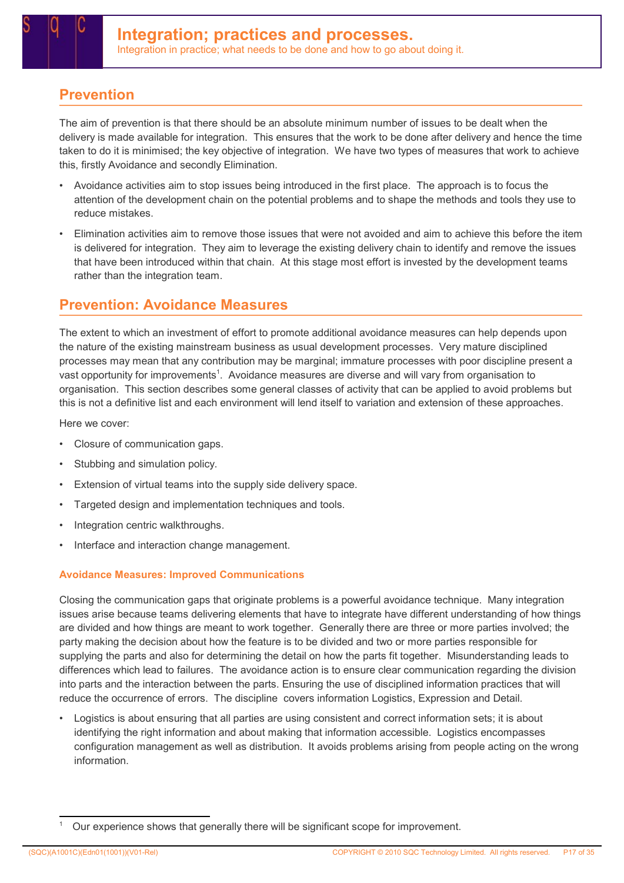## Prevention

The aim of prevention is that there should be an absolute minimum number of issues to be dealt when the delivery is made available for integration. This ensures that the work to be done after delivery and hence the time taken to do it is minimised; the key objective of integration. We have two types of measures that work to achieve this, firstly Avoidance and secondly Elimination.

- Avoidance activities aim to stop issues being introduced in the first place. The approach is to focus the attention of the development chain on the potential problems and to shape the methods and tools they use to reduce mistakes.
- Elimination activities aim to remove those issues that were not avoided and aim to achieve this before the item is delivered for integration. They aim to leverage the existing delivery chain to identify and remove the issues that have been introduced within that chain. At this stage most effort is invested by the development teams rather than the integration team.

## Prevention: Avoidance Measures

The extent to which an investment of effort to promote additional avoidance measures can help depends upon the nature of the existing mainstream business as usual development processes. Very mature disciplined processes may mean that any contribution may be marginal; immature processes with poor discipline present a vast opportunity for improvements[1]. Avoidance measures are diverse and will vary from organisation to organisation. This section describes some general classes of activity that can be applied to avoid problems but this is not a definitive list and each environment will lend itself to variation and extension of these approaches.

Here we cover:

- Closure of communication gaps.
- Stubbing and simulation policy.
- Extension of virtual teams into the supply side delivery space.
- Targeted design and implementation techniques and tools.
- Integration centric walkthroughs.
- Interface and interaction change management.

### Avoidance Measures: Improved Communications

Closing the communication gaps that originate problems is a powerful avoidance technique. Many integration issues arise because teams delivering elements that have to integrate have different understanding of how things are divided and how things are meant to work together. Generally there are three or more parties involved; the party making the decision about how the feature is to be divided and two or more parties responsible for supplying the parts and also for determining the detail on how the parts fit together. Misunderstanding leads to differences which lead to failures. The avoidance action is to ensure clear communication regarding the division into parts and the interaction between the parts. Ensuring the use of disciplined information practices that will reduce the occurrence of errors. The discipline covers information Logistics, Expression and Detail.

- Logistics is about ensuring that all parties are using consistent and correct information sets; it is about identifying the right information and about making that information accessible. Logistics encompasses configuration management as well as distribution. It avoids problems arising from people acting on the wrong information.

---

[1] Our experience shows that generally there will be significant scope for improvement.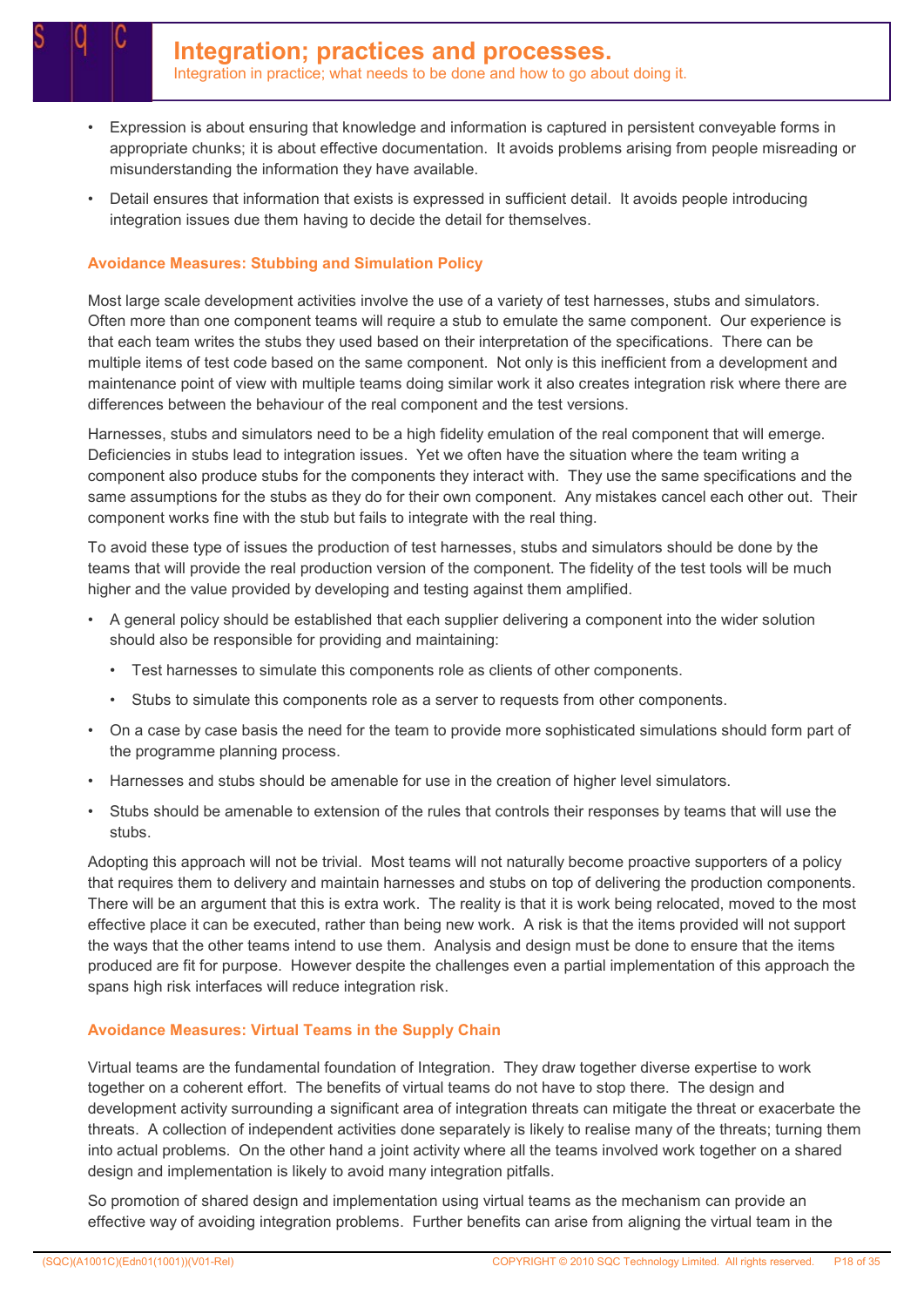- Expression is about ensuring that knowledge and information is captured in persistent conveyable forms in appropriate chunks; it is about effective documentation. It avoids problems arising from people misreading or misunderstanding the information they have available.
- Detail ensures that information that exists is expressed in sufficient detail. It avoids people introducing integration issues due them having to decide the detail for themselves.

### Avoidance Measures: Stubbing and Simulation Policy

Most large scale development activities involve the use of a variety of test harnesses, stubs and simulators. Often more than one component teams will require a stub to emulate the same component. Our experience is that each team writes the stubs they used based on their interpretation of the specifications. There can be multiple items of test code based on the same component. Not only is this inefficient from a development and maintenance point of view with multiple teams doing similar work it also creates integration risk where there are differences between the behaviour of the real component and the test versions.

Harnesses, stubs and simulators need to be a high fidelity emulation of the real component that will emerge. Deficiencies in stubs lead to integration issues. Yet we often have the situation where the team writing a component also produce stubs for the components they interact with. They use the same specifications and the same assumptions for the stubs as they do for their own component. Any mistakes cancel each other out. Their component works fine with the stub but fails to integrate with the real thing.

To avoid these type of issues the production of test harnesses, stubs and simulators should be done by the teams that will provide the real production version of the component. The fidelity of the test tools will be much higher and the value provided by developing and testing against them amplified.

- A general policy should be established that each supplier delivering a component into the wider solution should also be responsible for providing and maintaining:
  - Test harnesses to simulate this components role as clients of other components.
  - Stubs to simulate this components role as a server to requests from other components.
- On a case by case basis the need for the team to provide more sophisticated simulations should form part of the programme planning process.
- Harnesses and stubs should be amenable for use in the creation of higher level simulators.
- Stubs should be amenable to extension of the rules that controls their responses by teams that will use the stubs.

Adopting this approach will not be trivial. Most teams will not naturally become proactive supporters of a policy that requires them to delivery and maintain harnesses and stubs on top of delivering the production components. There will be an argument that this is extra work. The reality is that it is work being relocated, moved to the most effective place it can be executed, rather than being new work. A risk is that the items provided will not support the ways that the other teams intend to use them. Analysis and design must be done to ensure that the items produced are fit for purpose. However despite the challenges even a partial implementation of this approach the spans high risk interfaces will reduce integration risk.

### Avoidance Measures: Virtual Teams in the Supply Chain

Virtual teams are the fundamental foundation of Integration. They draw together diverse expertise to work together on a coherent effort. The benefits of virtual teams do not have to stop there. The design and development activity surrounding a significant area of integration threats can mitigate the threat or exacerbate the threats. A collection of independent activities done separately is likely to realise many of the threats; turning them into actual problems. On the other hand a joint activity where all the teams involved work together on a shared design and implementation is likely to avoid many integration pitfalls.

So promotion of shared design and implementation using virtual teams as the mechanism can provide an effective way of avoiding integration problems. Further benefits can arise from aligning the virtual team in the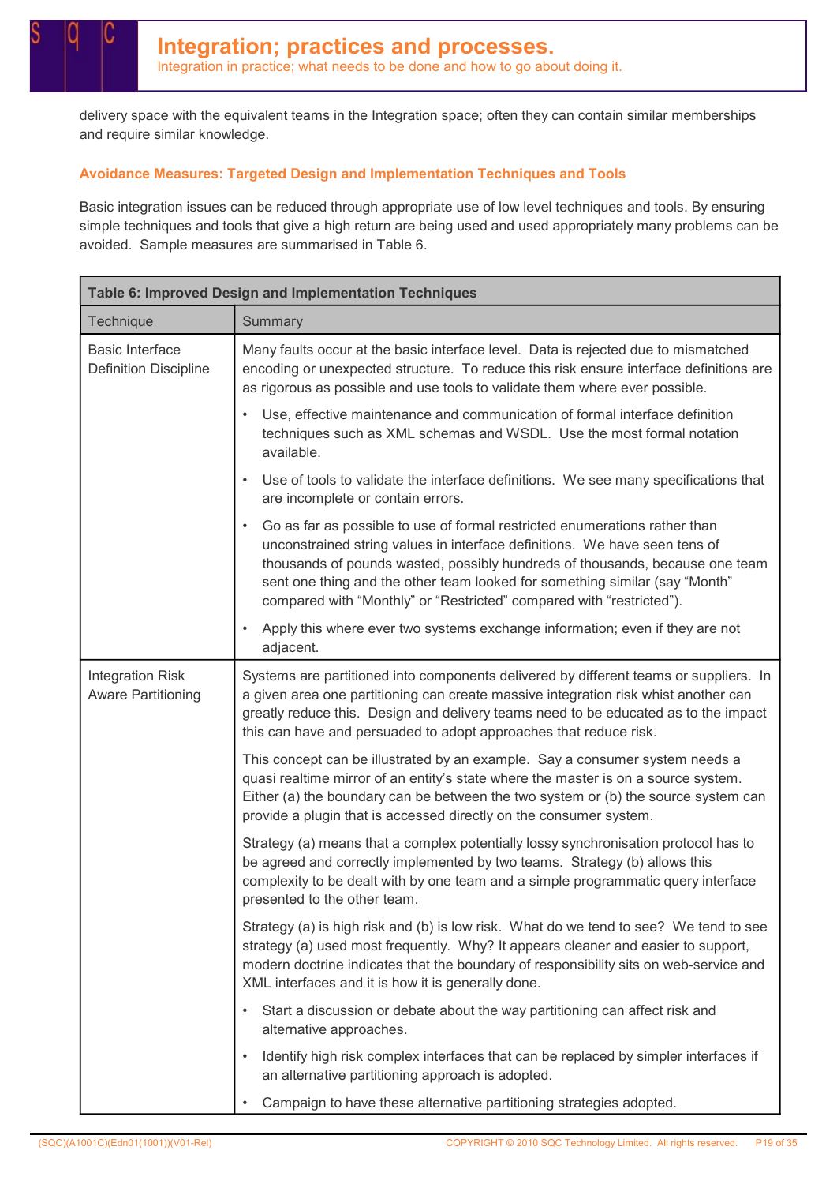delivery space with the equivalent teams in the Integration space; often they can contain similar memberships and require similar knowledge.

### Avoidance Measures: Targeted Design and Implementation Techniques and Tools

Basic integration issues can be reduced through appropriate use of low level techniques and tools. By ensuring simple techniques and tools that give a high return are being used and used appropriately many problems can be avoided. Sample measures are summarised in Table 6.

| **Table 6: Improved Design and Implementation Techniques** | |
|---|---|
| Technique | Summary |
| Basic Interface Definition Discipline | Many faults occur at the basic interface level. Data is rejected due to mismatched encoding or unexpected structure. To reduce this risk ensure interface definitions are as rigorous as possible and use tools to validate them where ever possible.<br><br>• Use, effective maintenance and communication of formal interface definition techniques such as XML schemas and WSDL. Use the most formal notation available.<br><br>• Use of tools to validate the interface definitions. We see many specifications that are incomplete or contain errors.<br><br>• Go as far as possible to use of formal restricted enumerations rather than unconstrained string values in interface definitions. We have seen tens of thousands of pounds wasted, possibly hundreds of thousands, because one team sent one thing and the other team looked for something similar (say “Month” compared with “Monthly” or “Restricted” compared with “restricted”).<br><br>• Apply this where ever two systems exchange information; even if they are not adjacent. |
| Integration Risk Aware Partitioning | Systems are partitioned into components delivered by different teams or suppliers. In a given area one partitioning can create massive integration risk whilst another can greatly reduce this. Design and delivery teams need to be educated as to the impact this can have and persuaded to adopt approaches that reduce risk.<br><br>This concept can be illustrated by an example. Say a consumer system needs a quasi realtime mirror of an entity’s state where the master is on a source system. Either (a) the boundary can be between the two system or (b) the source system can provide a plugin that is accessed directly on the consumer system.<br><br>Strategy (a) means that a complex potentially lossy synchronisation protocol has to be agreed and correctly implemented by two teams. Strategy (b) allows this complexity to be dealt with by one team and a simple programmatic query interface presented to the other team.<br><br>Strategy (a) is high risk and (b) is low risk. What do we tend to see? We tend to see strategy (a) used most frequently. Why? It appears cleaner and easier to support, modern doctrine indicates that the boundary of responsibility sits on web-service and XML interfaces and it is how it is generally done.<br><br>• Start a discussion or debate about the way partitioning can affect risk and alternative approaches.<br><br>• Identify high risk complex interfaces that can be replaced by simpler interfaces if an alternative partitioning approach is adopted.<br><br>• Campaign to have these alternative partitioning strategies adopted. |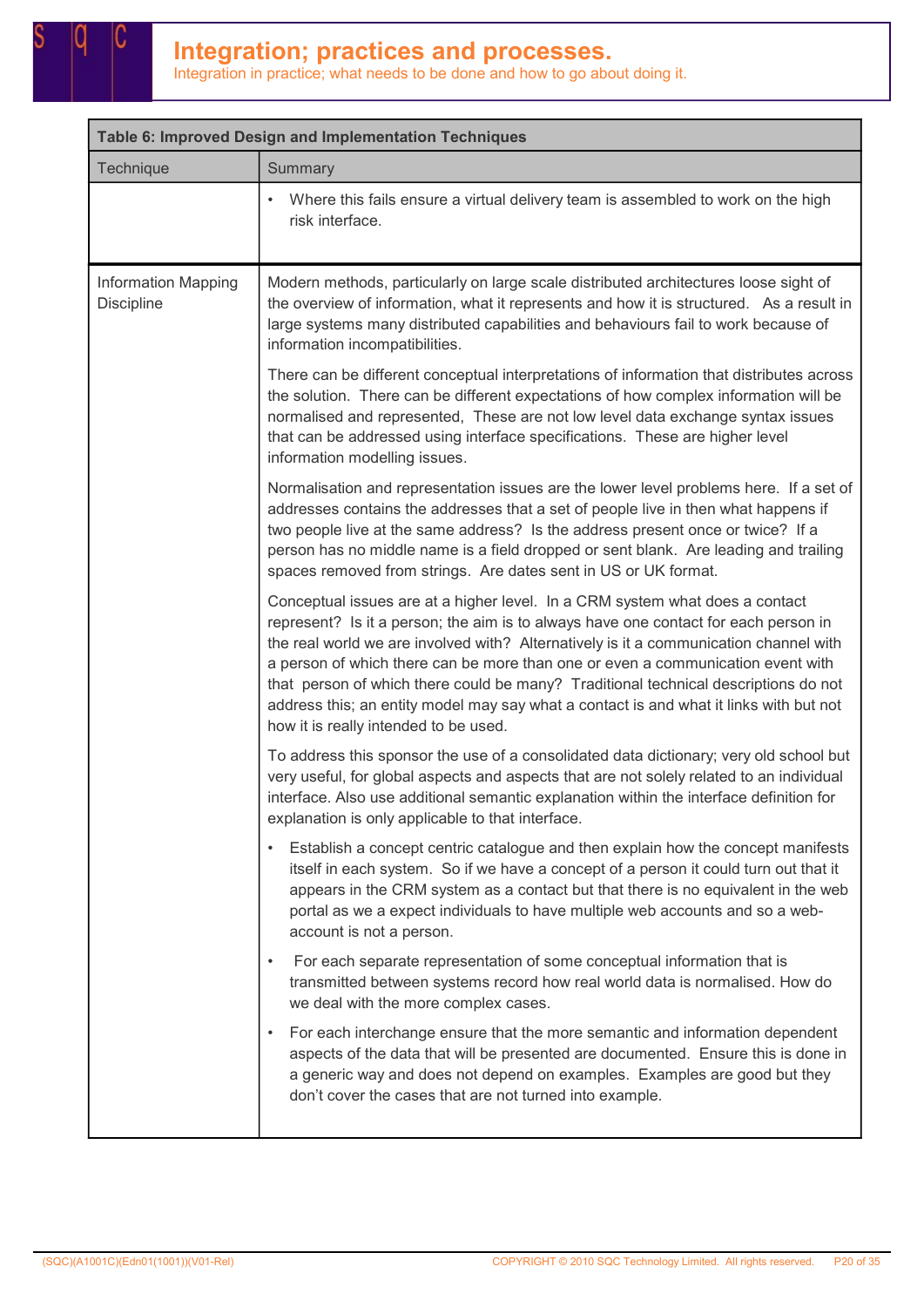| Table 6: Improved Design and Implementation Techniques | |
|---|---|
| Technique | Summary |
| | • Where this fails ensure a virtual delivery team is assembled to work on the high risk interface. |
| Information Mapping Discipline | Modern methods, particularly on large scale distributed architectures loose sight of the overview of information, what it represents and how it is structured. As a result in large systems many distributed capabilities and behaviours fail to work because of information incompatibilities.<br><br>There can be different conceptual interpretations of information that distributes across the solution. There can be different expectations of how complex information will be normalised and represented, These are not low level data exchange syntax issues that can be addressed using interface specifications. These are higher level information modelling issues.<br><br>Normalisation and representation issues are the lower level problems here. If a set of addresses contains the addresses that a set of people live in then what happens if two people live at the same address? Is the address present once or twice? If a person has no middle name is a field dropped or sent blank. Are leading and trailing spaces removed from strings. Are dates sent in US or UK format.<br><br>Conceptual issues are at a higher level. In a CRM system what does a contact represent? Is it a person; the aim is to always have one contact for each person in the real world we are involved with? Alternatively is it a communication channel with a person of which there can be more than one or even a communication event with that person of which there could be many? Traditional technical descriptions do not address this; an entity model may say what a contact is and what it links with but not how it is really intended to be used.<br><br>To address this sponsor the use of a consolidated data dictionary; very old school but very useful, for global aspects and aspects that are not solely related to an individual interface. Also use additional semantic explanation within the interface definition for explanation is only applicable to that interface.<br><br>• Establish a concept centric catalogue and then explain how the concept manifests itself in each system. So if we have a concept of a person it could turn out that it appears in the CRM system as a contact but that there is no equivalent in the web portal as we a expect individuals to have multiple web accounts and so a web-account is not a person.<br><br>• For each separate representation of some conceptual information that is transmitted between systems record how real world data is normalised. How do we deal with the more complex cases.<br><br>• For each interchange ensure that the more semantic and information dependent aspects of the data that will be presented are documented. Ensure this is done in a generic way and does not depend on examples. Examples are good but they don't cover the cases that are not turned into example. |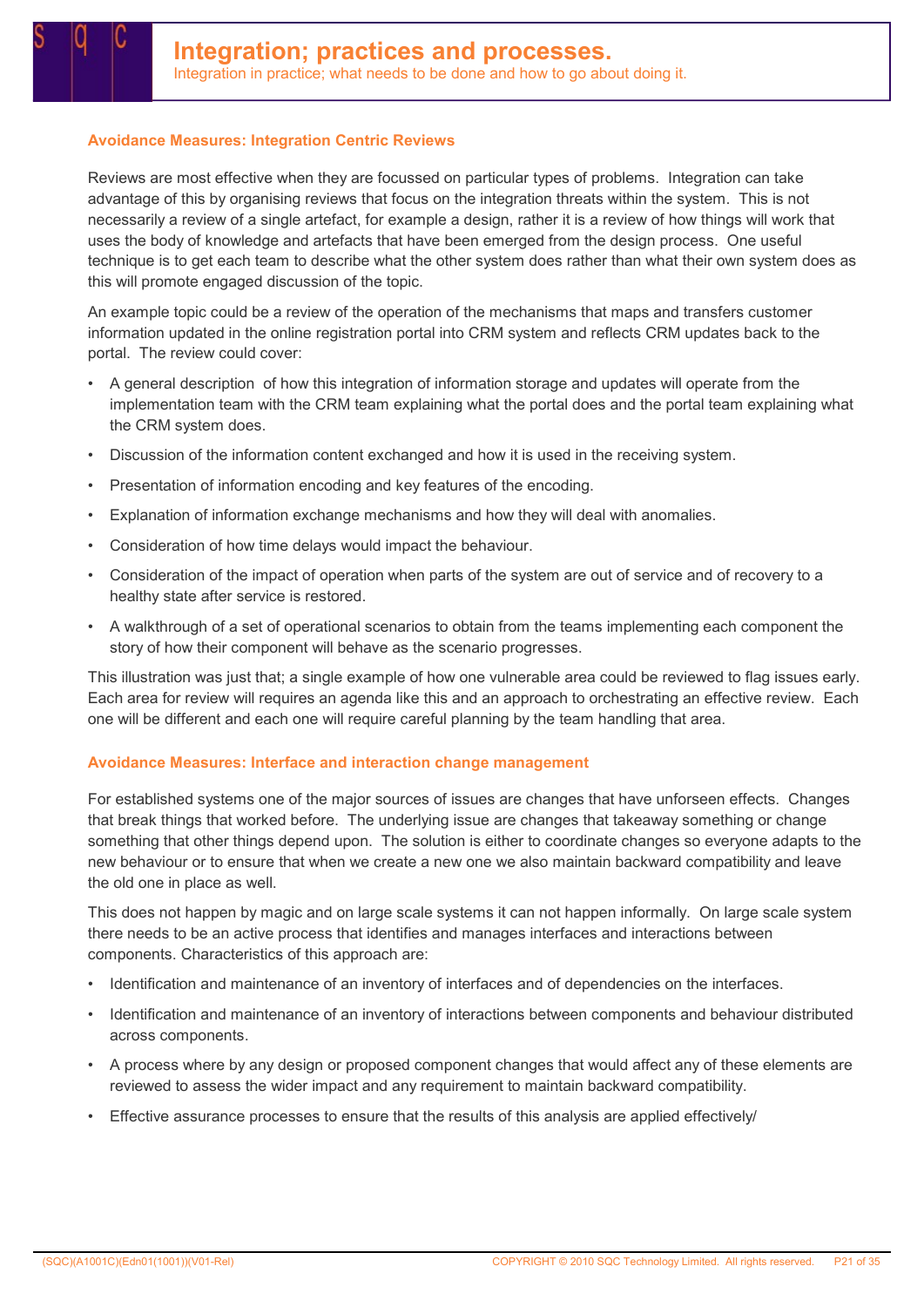## Avoidance Measures: Integration Centric Reviews

Reviews are most effective when they are focussed on particular types of problems. Integration can take advantage of this by organising reviews that focus on the integration threats within the system. This is not necessarily a review of a single artefact, for example a design, rather it is a review of how things will work that uses the body of knowledge and artefacts that have been emerged from the design process. One useful technique is to get each team to describe what the other system does rather than what their own system does as this will promote engaged discussion of the topic.

An example topic could be a review of the operation of the mechanisms that maps and transfers customer information updated in the online registration portal into CRM system and reflects CRM updates back to the portal. The review could cover:

- A general description of how this integration of information storage and updates will operate from the implementation team with the CRM team explaining what the portal does and the portal team explaining what the CRM system does.
- Discussion of the information content exchanged and how it is used in the receiving system.
- Presentation of information encoding and key features of the encoding.
- Explanation of information exchange mechanisms and how they will deal with anomalies.
- Consideration of how time delays would impact the behaviour.
- Consideration of the impact of operation when parts of the system are out of service and of recovery to a healthy state after service is restored.
- A walkthrough of a set of operational scenarios to obtain from the teams implementing each component the story of how their component will behave as the scenario progresses.

This illustration was just that; a single example of how one vulnerable area could be reviewed to flag issues early. Each area for review will requires an agenda like this and an approach to orchestrating an effective review. Each one will be different and each one will require careful planning by the team handling that area.

## Avoidance Measures: Interface and interaction change management

For established systems one of the major sources of issues are changes that have unforseen effects. Changes that break things that worked before. The underlying issue are changes that takeaway something or change something that other things depend upon. The solution is either to coordinate changes so everyone adapts to the new behaviour or to ensure that when we create a new one we also maintain backward compatibility and leave the old one in place as well.

This does not happen by magic and on large scale systems it can not happen informally. On large scale system there needs to be an active process that identifies and manages interfaces and interactions between components. Characteristics of this approach are:

- Identification and maintenance of an inventory of interfaces and of dependencies on the interfaces.
- Identification and maintenance of an inventory of interactions between components and behaviour distributed across components.
- A process where by any design or proposed component changes that would affect any of these elements are reviewed to assess the wider impact and any requirement to maintain backward compatibility.
- Effective assurance processes to ensure that the results of this analysis are applied effectively/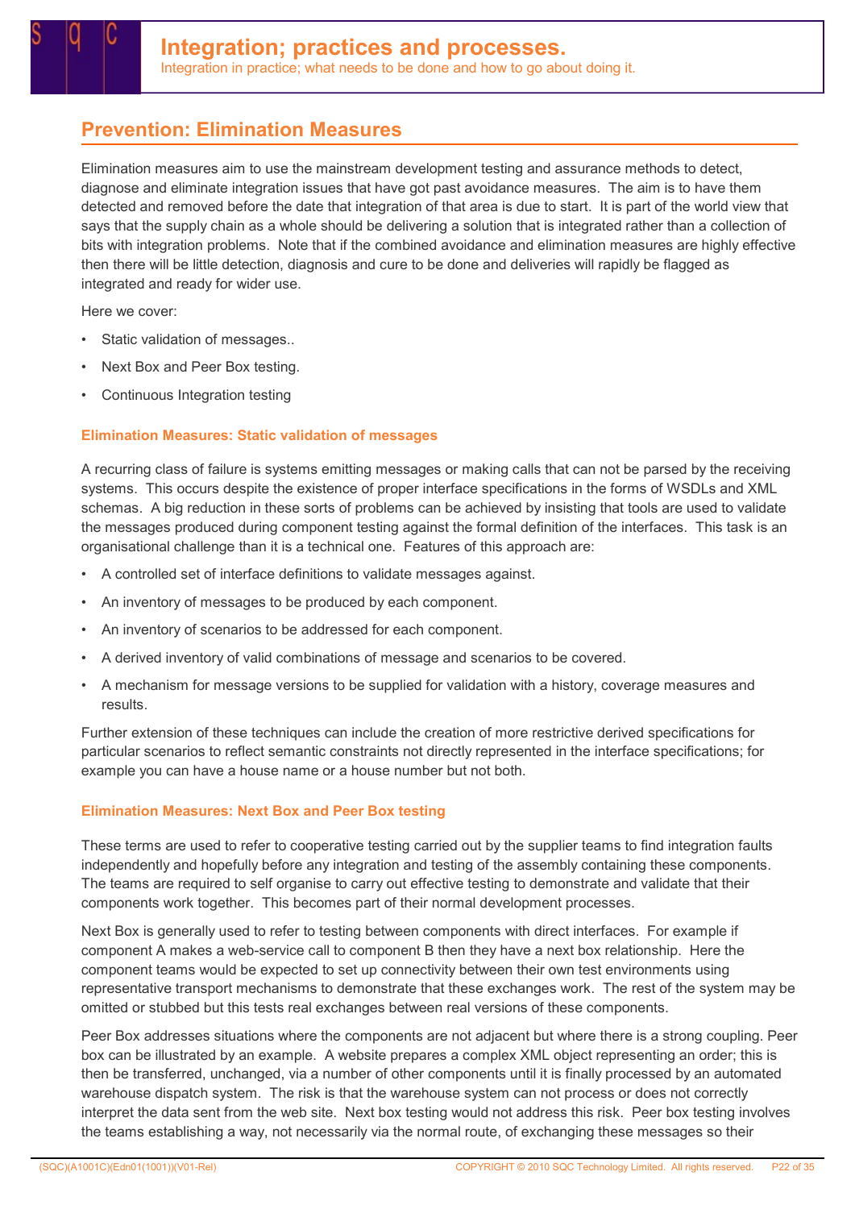## Prevention: Elimination Measures

Elimination measures aim to use the mainstream development testing and assurance methods to detect, diagnose and eliminate integration issues that have got past avoidance measures. The aim is to have them detected and removed before the date that integration of that area is due to start. It is part of the world view that says that the supply chain as a whole should be delivering a solution that is integrated rather than a collection of bits with integration problems. Note that if the combined avoidance and elimination measures are highly effective then there will be little detection, diagnosis and cure to be done and deliveries will rapidly be flagged as integrated and ready for wider use.

Here we cover:

- Static validation of messages..
- Next Box and Peer Box testing.
- Continuous Integration testing

### Elimination Measures: Static validation of messages

A recurring class of failure is systems emitting messages or making calls that can not be parsed by the receiving systems. This occurs despite the existence of proper interface specifications in the forms of WSDLs and XML schemas. A big reduction in these sorts of problems can be achieved by insisting that tools are used to validate the messages produced during component testing against the formal definition of the interfaces. This task is an organisational challenge than it is a technical one. Features of this approach are:

- A controlled set of interface definitions to validate messages against.
- An inventory of messages to be produced by each component.
- An inventory of scenarios to be addressed for each component.
- A derived inventory of valid combinations of message and scenarios to be covered.
- A mechanism for message versions to be supplied for validation with a history, coverage measures and results.

Further extension of these techniques can include the creation of more restrictive derived specifications for particular scenarios to reflect semantic constraints not directly represented in the interface specifications; for example you can have a house name or a house number but not both.

### Elimination Measures: Next Box and Peer Box testing

These terms are used to refer to cooperative testing carried out by the supplier teams to find integration faults independently and hopefully before any integration and testing of the assembly containing these components. The teams are required to self organise to carry out effective testing to demonstrate and validate that their components work together. This becomes part of their normal development processes.

Next Box is generally used to refer to testing between components with direct interfaces. For example if component A makes a web-service call to component B then they have a next box relationship. Here the component teams would be expected to set up connectivity between their own test environments using representative transport mechanisms to demonstrate that these exchanges work. The rest of the system may be omitted or stubbed but this tests real exchanges between real versions of these components.

Peer Box addresses situations where the components are not adjacent but where there is a strong coupling. Peer box can be illustrated by an example. A website prepares a complex XML object representing an order; this is then be transferred, unchanged, via a number of other components until it is finally processed by an automated warehouse dispatch system. The risk is that the warehouse system can not process or does not correctly interpret the data sent from the web site. Next box testing would not address this risk. Peer box testing involves the teams establishing a way, not necessarily via the normal route, of exchanging these messages so their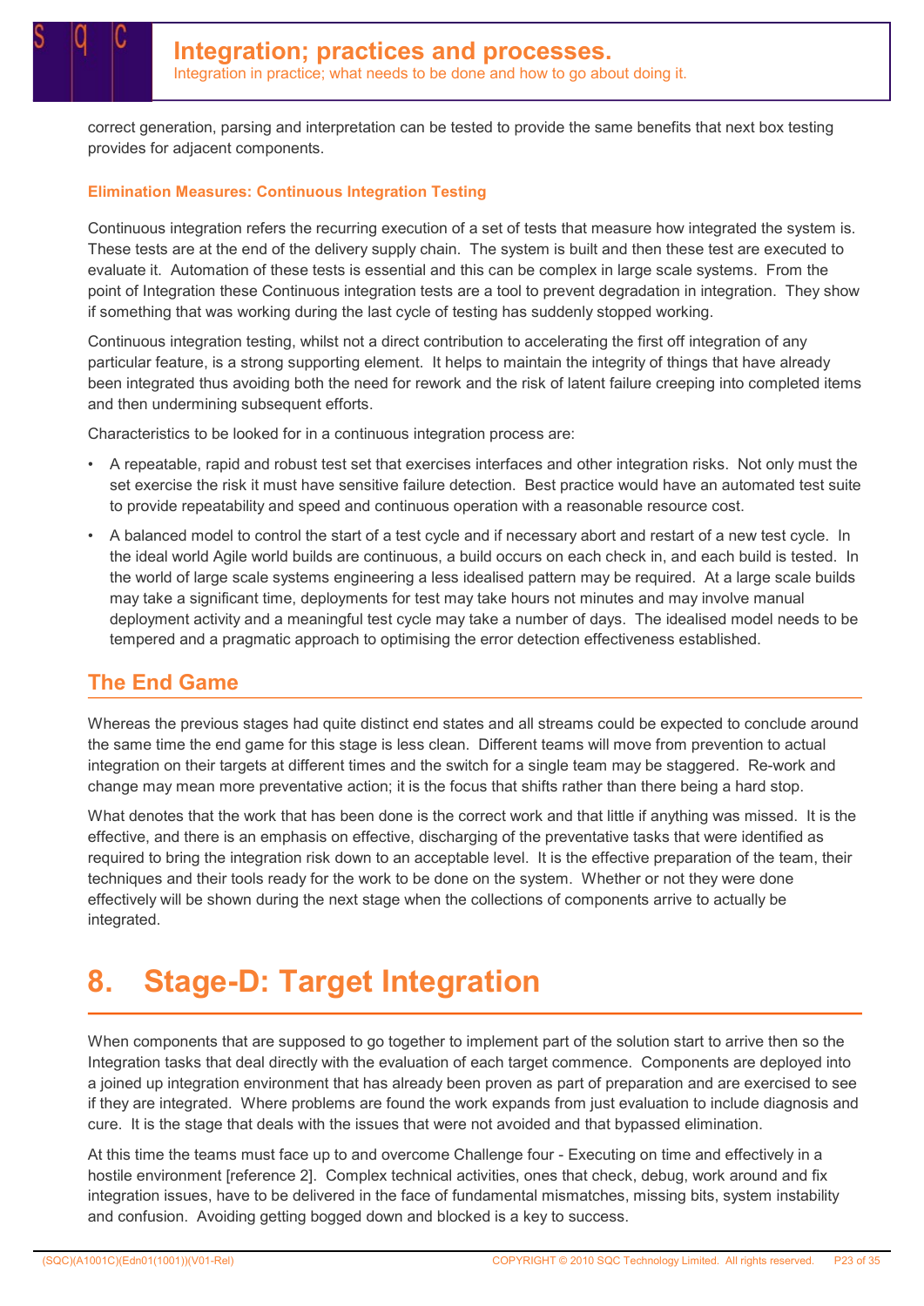correct generation, parsing and interpretation can be tested to provide the same benefits that next box testing provides for adjacent components.

### Elimination Measures: Continuous Integration Testing

Continuous integration refers the recurring execution of a set of tests that measure how integrated the system is. These tests are at the end of the delivery supply chain. The system is built and then these test are executed to evaluate it. Automation of these tests is essential and this can be complex in large scale systems. From the point of Integration these Continuous integration tests are a tool to prevent degradation in integration. They show if something that was working during the last cycle of testing has suddenly stopped working.

Continuous integration testing, whilst not a direct contribution to accelerating the first off integration of any particular feature, is a strong supporting element. It helps to maintain the integrity of things that have already been integrated thus avoiding both the need for rework and the risk of latent failure creeping into completed items and then undermining subsequent efforts.

Characteristics to be looked for in a continuous integration process are:

- A repeatable, rapid and robust test set that exercises interfaces and other integration risks. Not only must the set exercise the risk it must have sensitive failure detection. Best practice would have an automated test suite to provide repeatability and speed and continuous operation with a reasonable resource cost.
- A balanced model to control the start of a test cycle and if necessary abort and restart of a new test cycle. In the ideal world Agile world builds are continuous, a build occurs on each check in, and each build is tested. In the world of large scale systems engineering a less idealised pattern may be required. At a large scale builds may take a significant time, deployments for test may take hours not minutes and may involve manual deployment activity and a meaningful test cycle may take a number of days. The idealised model needs to be tempered and a pragmatic approach to optimising the error detection effectiveness established.

## The End Game

Whereas the previous stages had quite distinct end states and all streams could be expected to conclude around the same time the end game for this stage is less clean. Different teams will move from prevention to actual integration on their targets at different times and the switch for a single team may be staggered. Re-work and change may mean more preventative action; it is the focus that shifts rather than there being a hard stop.

What denotes that the work that has been done is the correct work and that little if anything was missed. It is the effective, and there is an emphasis on effective, discharging of the preventative tasks that were identified as required to bring the integration risk down to an acceptable level. It is the effective preparation of the team, their techniques and their tools ready for the work to be done on the system. Whether or not they were done effectively will be shown during the next stage when the collections of components arrive to actually be integrated.

# 8. Stage-D: Target Integration

When components that are supposed to go together to implement part of the solution start to arrive then so the Integration tasks that deal directly with the evaluation of each target commence. Components are deployed into a joined up integration environment that has already been proven as part of preparation and are exercised to see if they are integrated. Where problems are found the work expands from just evaluation to include diagnosis and cure. It is the stage that deals with the issues that were not avoided and that bypassed elimination.

At this time the teams must face up to and overcome Challenge four - Executing on time and effectively in a hostile environment [reference 2]. Complex technical activities, ones that check, debug, work around and fix integration issues, have to be delivered in the face of fundamental mismatches, missing bits, system instability and confusion. Avoiding getting bogged down and blocked is a key to success.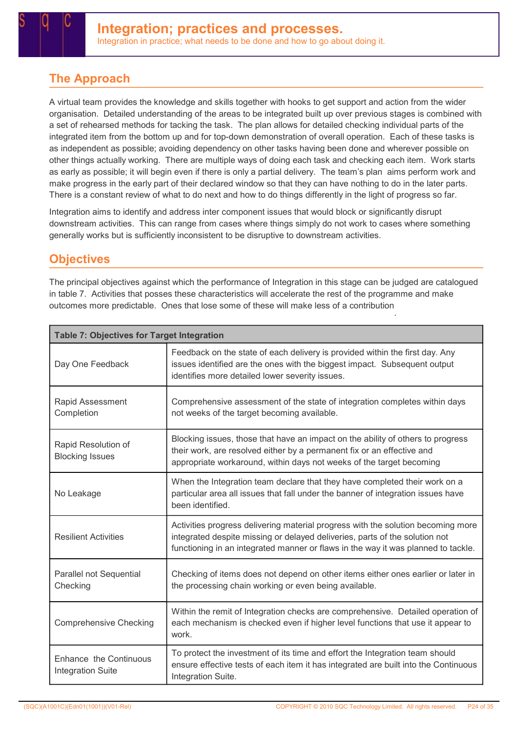# Integration; practices and processes.

Integration in practice; what needs to be done and how to go about doing it.

## The Approach

A virtual team provides the knowledge and skills together with hooks to get support and action from the wider organisation. Detailed understanding of the areas to be integrated built up over previous stages is combined with a set of rehearsed methods for tacking the task. The plan allows for detailed checking individual parts of the integrated item from the bottom up and for top-down demonstration of overall operation. Each of these tasks is as independent as possible; avoiding dependency on other tasks having been done and wherever possible on other things actually working. There are multiple ways of doing each task and checking each item. Work starts as early as possible; it will begin even if there is only a partial delivery. The team's plan aims perform work and make progress in the early part of their declared window so that they can have nothing to do in the later parts. There is a constant review of what to do next and how to do things differently in the light of progress so far.

Integration aims to identify and address inter component issues that would block or significantly disrupt downstream activities. This can range from cases where things simply do not work to cases where something generally works but is sufficiently inconsistent to be disruptive to downstream activities.

## Objectives

The principal objectives against which the performance of Integration in this stage can be judged are catalogued in table 7. Activities that posses these characteristics will accelerate the rest of the programme and make outcomes more predictable. Ones that lose some of these will make less of a contribution

| Table 7: Objectives for Target Integration | |
|---|---|
| Day One Feedback | Feedback on the state of each delivery is provided within the first day. Any issues identified are the ones with the biggest impact. Subsequent output identifies more detailed lower severity issues. |
| Rapid Assessment Completion | Comprehensive assessment of the state of integration completes within days not weeks of the target becoming available. |
| Rapid Resolution of Blocking Issues | Blocking issues, those that have an impact on the ability of others to progress their work, are resolved either by a permanent fix or an effective and appropriate workaround, within days not weeks of the target becoming |
| No Leakage | When the Integration team declare that they have completed their work on a particular area all issues that fall under the banner of integration issues have been identified. |
| Resilient Activities | Activities progress delivering material progress with the solution becoming more integrated despite missing or delayed deliveries, parts of the solution not functioning in an integrated manner or flaws in the way it was planned to tackle. |
| Parallel not Sequential Checking | Checking of items does not depend on other items either ones earlier or later in the processing chain working or even being available. |
| Comprehensive Checking | Within the remit of Integration checks are comprehensive. Detailed operation of each mechanism is checked even if higher level functions that use it appear to work. |
| Enhance the Continuous Integration Suite | To protect the investment of its time and effort the Integration team should ensure effective tests of each item it has integrated are built into the Continuous Integration Suite. |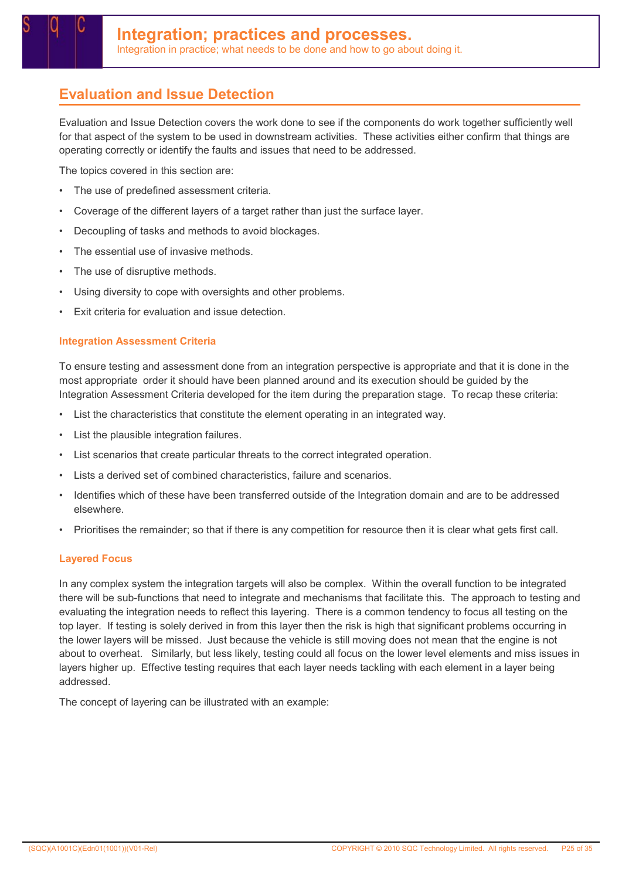## Evaluation and Issue Detection

Evaluation and Issue Detection covers the work done to see if the components do work together sufficiently well for that aspect of the system to be used in downstream activities. These activities either confirm that things are operating correctly or identify the faults and issues that need to be addressed.

The topics covered in this section are:

- The use of predefined assessment criteria.
- Coverage of the different layers of a target rather than just the surface layer.
- Decoupling of tasks and methods to avoid blockages.
- The essential use of invasive methods.
- The use of disruptive methods.
- Using diversity to cope with oversights and other problems.
- Exit criteria for evaluation and issue detection.

### Integration Assessment Criteria

To ensure testing and assessment done from an integration perspective is appropriate and that it is done in the most appropriate order it should have been planned around and its execution should be guided by the Integration Assessment Criteria developed for the item during the preparation stage. To recap these criteria:

- List the characteristics that constitute the element operating in an integrated way.
- List the plausible integration failures.
- List scenarios that create particular threats to the correct integrated operation.
- Lists a derived set of combined characteristics, failure and scenarios.
- Identifies which of these have been transferred outside of the Integration domain and are to be addressed elsewhere.
- Prioritises the remainder; so that if there is any competition for resource then it is clear what gets first call.

### Layered Focus

In any complex system the integration targets will also be complex. Within the overall function to be integrated there will be sub-functions that need to integrate and mechanisms that facilitate this. The approach to testing and evaluating the integration needs to reflect this layering. There is a common tendency to focus all testing on the top layer. If testing is solely derived in from this layer then the risk is high that significant problems occurring in the lower layers will be missed. Just because the vehicle is still moving does not mean that the engine is not about to overheat. Similarly, but less likely, testing could all focus on the lower level elements and miss issues in layers higher up. Effective testing requires that each layer needs tackling with each element in a layer being addressed.

The concept of layering can be illustrated with an example: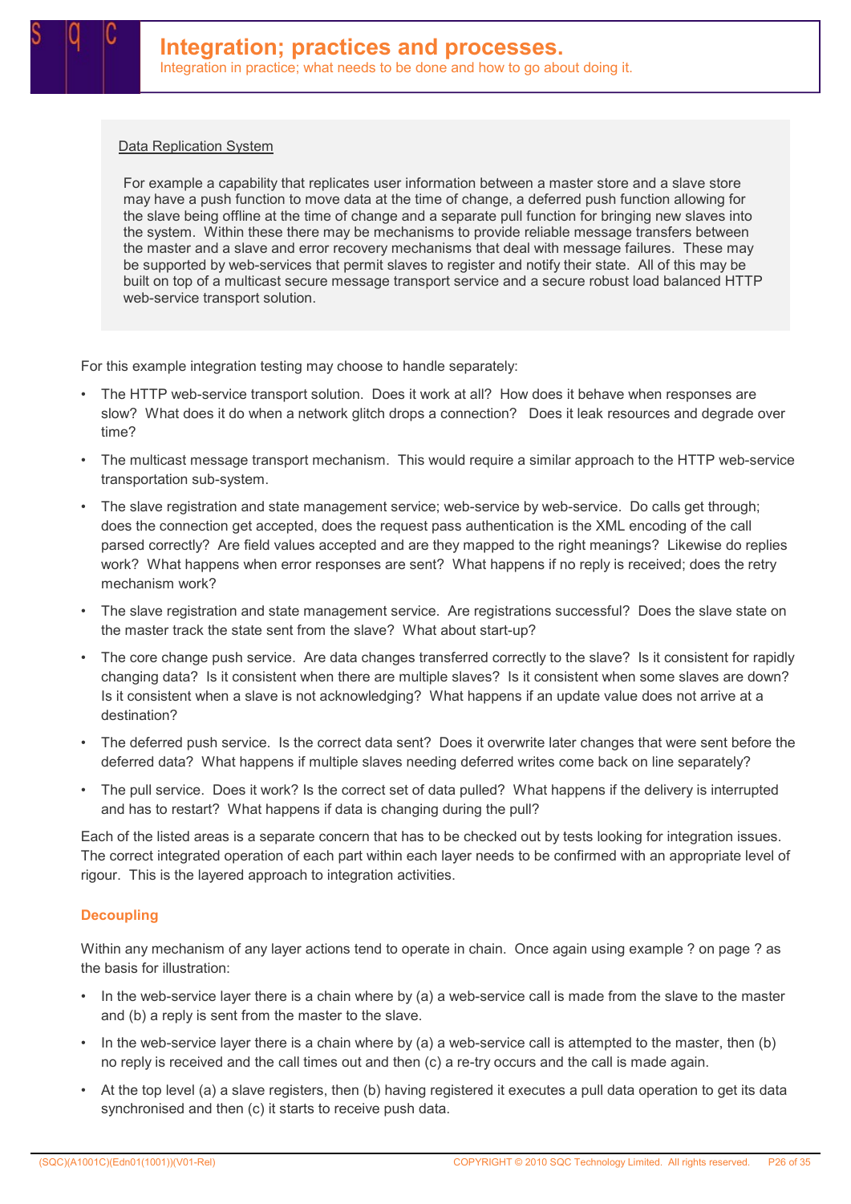Data Replication System

For example a capability that replicates user information between a master store and a slave store may have a push function to move data at the time of change, a deferred push function allowing for the slave being offline at the time of change and a separate pull function for bringing new slaves into the system. Within these there may be mechanisms to provide reliable message transfers between the master and a slave and error recovery mechanisms that deal with message failures. These may be supported by web-services that permit slaves to register and notify their state. All of this may be built on top of a multicast secure message transport service and a secure robust load balanced HTTP web-service transport solution.

For this example integration testing may choose to handle separately:

- The HTTP web-service transport solution. Does it work at all? How does it behave when responses are slow? What does it do when a network glitch drops a connection? Does it leak resources and degrade over time?
- The multicast message transport mechanism. This would require a similar approach to the HTTP web-service transportation sub-system.
- The slave registration and state management service; web-service by web-service. Do calls get through; does the connection get accepted, does the request pass authentication is the XML encoding of the call parsed correctly? Are field values accepted and are they mapped to the right meanings? Likewise do replies work? What happens when error responses are sent? What happens if no reply is received; does the retry mechanism work?
- The slave registration and state management service. Are registrations successful? Does the slave state on the master track the state sent from the slave? What about start-up?
- The core change push service. Are data changes transferred correctly to the slave? Is it consistent for rapidly changing data? Is it consistent when there are multiple slaves? Is it consistent when some slaves are down? Is it consistent when a slave is not acknowledging? What happens if an update value does not arrive at a destination?
- The deferred push service. Is the correct data sent? Does it overwrite later changes that were sent before the deferred data? What happens if multiple slaves needing deferred writes come back on line separately?
- The pull service. Does it work? Is the correct set of data pulled? What happens if the delivery is interrupted and has to restart? What happens if data is changing during the pull?

Each of the listed areas is a separate concern that has to be checked out by tests looking for integration issues. The correct integrated operation of each part within each layer needs to be confirmed with an appropriate level of rigour. This is the layered approach to integration activities.

### Decoupling

Within any mechanism of any layer actions tend to operate in chain. Once again using example ? on page ? as the basis for illustration:

- In the web-service layer there is a chain where by (a) a web-service call is made from the slave to the master and (b) a reply is sent from the master to the slave.
- In the web-service layer there is a chain where by (a) a web-service call is attempted to the master, then (b) no reply is received and the call times out and then (c) a re-try occurs and the call is made again.
- At the top level (a) a slave registers, then (b) having registered it executes a pull data operation to get its data synchronised and then (c) it starts to receive push data.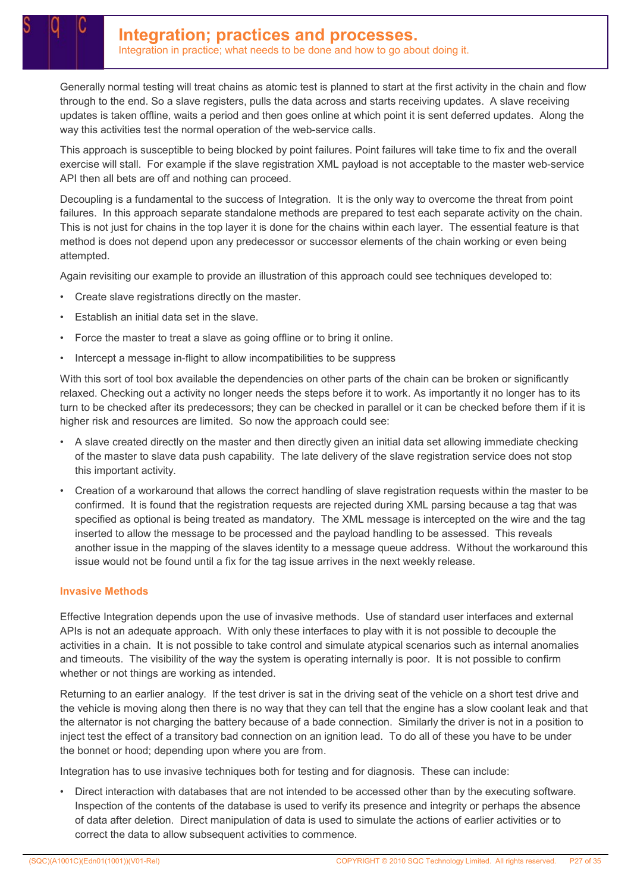Generally normal testing will treat chains as atomic test is planned to start at the first activity in the chain and flow through to the end. So a slave registers, pulls the data across and starts receiving updates. A slave receiving updates is taken offline, waits a period and then goes online at which point it is sent deferred updates. Along the way this activities test the normal operation of the web-service calls.

This approach is susceptible to being blocked by point failures. Point failures will take time to fix and the overall exercise will stall. For example if the slave registration XML payload is not acceptable to the master web-service API then all bets are off and nothing can proceed.

Decoupling is a fundamental to the success of Integration. It is the only way to overcome the threat from point failures. In this approach separate standalone methods are prepared to test each separate activity on the chain. This is not just for chains in the top layer it is done for the chains within each layer. The essential feature is that method is does not depend upon any predecessor or successor elements of the chain working or even being attempted.

Again revisiting our example to provide an illustration of this approach could see techniques developed to:

- Create slave registrations directly on the master.
- Establish an initial data set in the slave.
- Force the master to treat a slave as going offline or to bring it online.
- Intercept a message in-flight to allow incompatibilities to be suppress

With this sort of tool box available the dependencies on other parts of the chain can be broken or significantly relaxed. Checking out a activity no longer needs the steps before it to work. As importantly it no longer has to its turn to be checked after its predecessors; they can be checked in parallel or it can be checked before them if it is higher risk and resources are limited. So now the approach could see:

- A slave created directly on the master and then directly given an initial data set allowing immediate checking of the master to slave data push capability. The late delivery of the slave registration service does not stop this important activity.
- Creation of a workaround that allows the correct handling of slave registration requests within the master to be confirmed. It is found that the registration requests are rejected during XML parsing because a tag that was specified as optional is being treated as mandatory. The XML message is intercepted on the wire and the tag inserted to allow the message to be processed and the payload handling to be assessed. This reveals another issue in the mapping of the slaves identity to a message queue address. Without the workaround this issue would not be found until a fix for the tag issue arrives in the next weekly release.

### Invasive Methods

Effective Integration depends upon the use of invasive methods. Use of standard user interfaces and external APIs is not an adequate approach. With only these interfaces to play with it is not possible to decouple the activities in a chain. It is not possible to take control and simulate atypical scenarios such as internal anomalies and timeouts. The visibility of the way the system is operating internally is poor. It is not possible to confirm whether or not things are working as intended.

Returning to an earlier analogy. If the test driver is sat in the driving seat of the vehicle on a short test drive and the vehicle is moving along then there is no way that they can tell that the engine has a slow coolant leak and that the alternator is not charging the battery because of a bade connection. Similarly the driver is not in a position to inject test the effect of a transitory bad connection on an ignition lead. To do all of these you have to be under the bonnet or hood; depending upon where you are from.

Integration has to use invasive techniques both for testing and for diagnosis. These can include:

- Direct interaction with databases that are not intended to be accessed other than by the executing software. Inspection of the contents of the database is used to verify its presence and integrity or perhaps the absence of data after deletion. Direct manipulation of data is used to simulate the actions of earlier activities or to correct the data to allow subsequent activities to commence.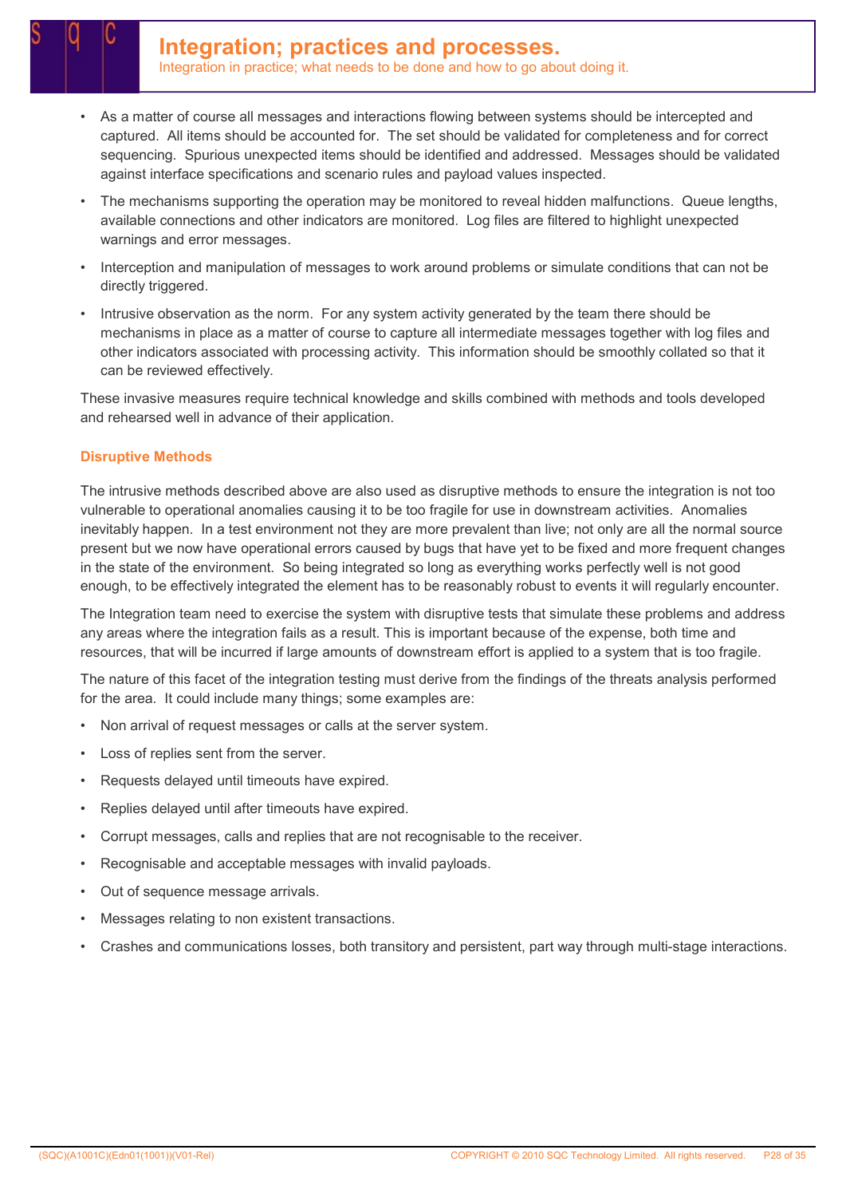- As a matter of course all messages and interactions flowing between systems should be intercepted and captured. All items should be accounted for. The set should be validated for completeness and for correct sequencing. Spurious unexpected items should be identified and addressed. Messages should be validated against interface specifications and scenario rules and payload values inspected.
- The mechanisms supporting the operation may be monitored to reveal hidden malfunctions. Queue lengths, available connections and other indicators are monitored. Log files are filtered to highlight unexpected warnings and error messages.
- Interception and manipulation of messages to work around problems or simulate conditions that can not be directly triggered.
- Intrusive observation as the norm. For any system activity generated by the team there should be mechanisms in place as a matter of course to capture all intermediate messages together with log files and other indicators associated with processing activity. This information should be smoothly collated so that it can be reviewed effectively.

These invasive measures require technical knowledge and skills combined with methods and tools developed and rehearsed well in advance of their application.

### Disruptive Methods

The intrusive methods described above are also used as disruptive methods to ensure the integration is not too vulnerable to operational anomalies causing it to be too fragile for use in downstream activities. Anomalies inevitably happen. In a test environment not they are more prevalent than live; not only are all the normal source present but we now have operational errors caused by bugs that have yet to be fixed and more frequent changes in the state of the environment. So being integrated so long as everything works perfectly well is not good enough, to be effectively integrated the element has to be reasonably robust to events it will regularly encounter.

The Integration team need to exercise the system with disruptive tests that simulate these problems and address any areas where the integration fails as a result. This is important because of the expense, both time and resources, that will be incurred if large amounts of downstream effort is applied to a system that is too fragile.

The nature of this facet of the integration testing must derive from the findings of the threats analysis performed for the area. It could include many things; some examples are:

- Non arrival of request messages or calls at the server system.
- Loss of replies sent from the server.
- Requests delayed until timeouts have expired.
- Replies delayed until after timeouts have expired.
- Corrupt messages, calls and replies that are not recognisable to the receiver.
- Recognisable and acceptable messages with invalid payloads.
- Out of sequence message arrivals.
- Messages relating to non existent transactions.
- Crashes and communications losses, both transitory and persistent, part way through multi-stage interactions.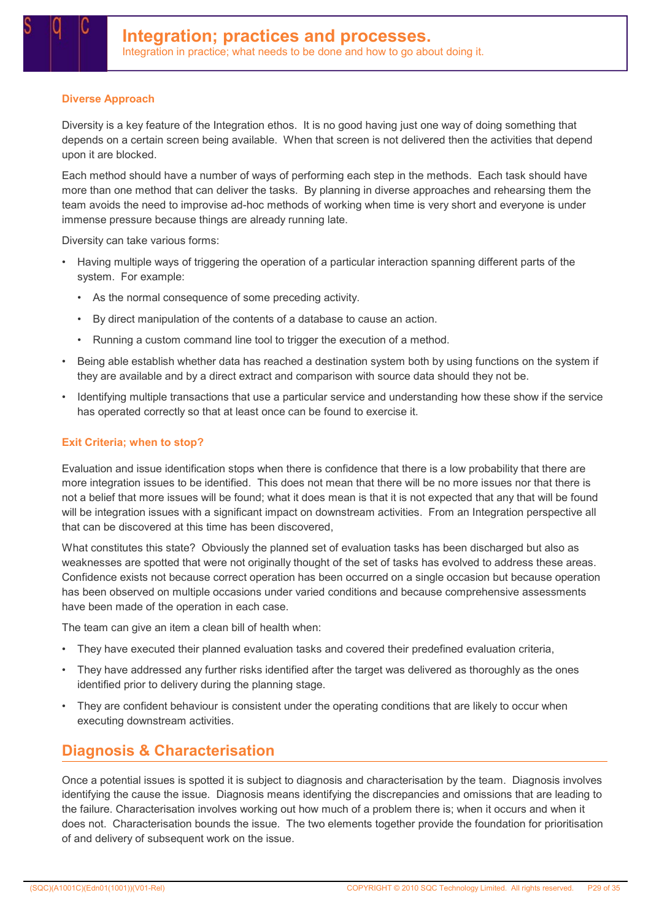### Diverse Approach

Diversity is a key feature of the Integration ethos. It is no good having just one way of doing something that depends on a certain screen being available. When that screen is not delivered then the activities that depend upon it are blocked.

Each method should have a number of ways of performing each step in the methods. Each task should have more than one method that can deliver the tasks. By planning in diverse approaches and rehearsing them the team avoids the need to improvise ad-hoc methods of working when time is very short and everyone is under immense pressure because things are already running late.

Diversity can take various forms:

- Having multiple ways of triggering the operation of a particular interaction spanning different parts of the system. For example:
  - As the normal consequence of some preceding activity.
  - By direct manipulation of the contents of a database to cause an action.
  - Running a custom command line tool to trigger the execution of a method.
- Being able establish whether data has reached a destination system both by using functions on the system if they are available and by a direct extract and comparison with source data should they not be.
- Identifying multiple transactions that use a particular service and understanding how these show if the service has operated correctly so that at least once can be found to exercise it.

### Exit Criteria; when to stop?

Evaluation and issue identification stops when there is confidence that there is a low probability that there are more integration issues to be identified. This does not mean that there will be no more issues nor that there is not a belief that more issues will be found; what it does mean is that it is not expected that any that will be found will be integration issues with a significant impact on downstream activities. From an Integration perspective all that can be discovered at this time has been discovered,

What constitutes this state? Obviously the planned set of evaluation tasks has been discharged but also as weaknesses are spotted that were not originally thought of the set of tasks has evolved to address these areas. Confidence exists not because correct operation has been occurred on a single occasion but because operation has been observed on multiple occasions under varied conditions and because comprehensive assessments have been made of the operation in each case.

The team can give an item a clean bill of health when:

- They have executed their planned evaluation tasks and covered their predefined evaluation criteria,
- They have addressed any further risks identified after the target was delivered as thoroughly as the ones identified prior to delivery during the planning stage.
- They are confident behaviour is consistent under the operating conditions that are likely to occur when executing downstream activities.

## Diagnosis & Characterisation

Once a potential issues is spotted it is subject to diagnosis and characterisation by the team. Diagnosis involves identifying the cause the issue. Diagnosis means identifying the discrepancies and omissions that are leading to the failure. Characterisation involves working out how much of a problem there is; when it occurs and when it does not. Characterisation bounds the issue. The two elements together provide the foundation for prioritisation of and delivery of subsequent work on the issue.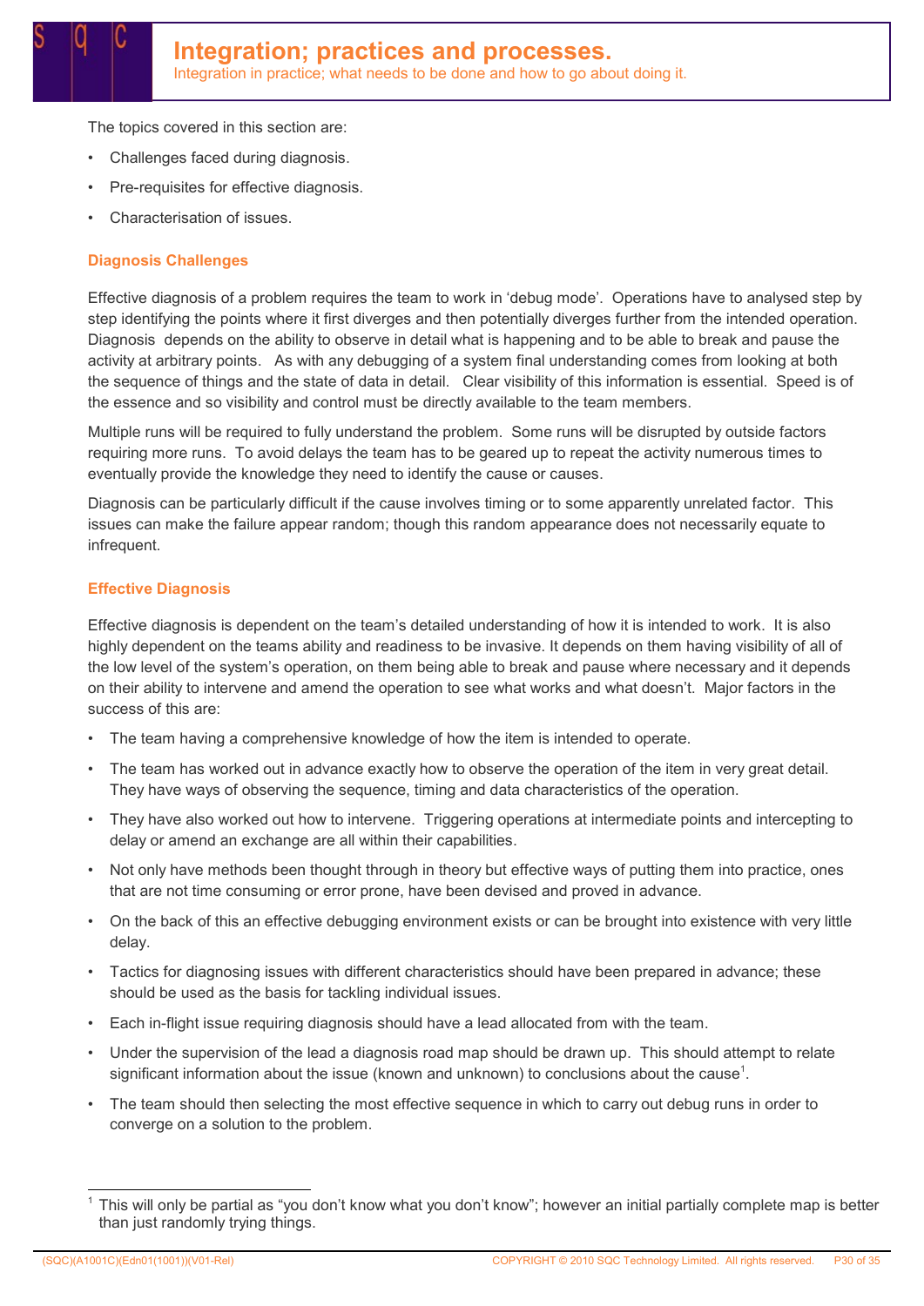# Integration; practices and processes.

Integration in practice; what needs to be done and how to go about doing it.

The topics covered in this section are:

- Challenges faced during diagnosis.
- Pre-requisites for effective diagnosis.
- Characterisation of issues.

## Diagnosis Challenges

Effective diagnosis of a problem requires the team to work in 'debug mode'. Operations have to analysed step by step identifying the points where it first diverges and then potentially diverges further from the intended operation. Diagnosis depends on the ability to observe in detail what is happening and to be able to break and pause the activity at arbitrary points. As with any debugging of a system final understanding comes from looking at both the sequence of things and the state of data in detail. Clear visibility of this information is essential. Speed is of the essence and so visibility and control must be directly available to the team members.

Multiple runs will be required to fully understand the problem. Some runs will be disrupted by outside factors requiring more runs. To avoid delays the team has to be geared up to repeat the activity numerous times to eventually provide the knowledge they need to identify the cause or causes.

Diagnosis can be particularly difficult if the cause involves timing or to some apparently unrelated factor. This issues can make the failure appear random; though this random appearance does not necessarily equate to infrequent.

## Effective Diagnosis

Effective diagnosis is dependent on the team's detailed understanding of how it is intended to work. It is also highly dependent on the teams ability and readiness to be invasive. It depends on them having visibility of all of the low level of the system's operation, on them being able to break and pause where necessary and it depends on their ability to intervene and amend the operation to see what works and what doesn't. Major factors in the success of this are:

- The team having a comprehensive knowledge of how the item is intended to operate.
- The team has worked out in advance exactly how to observe the operation of the item in very great detail. They have ways of observing the sequence, timing and data characteristics of the operation.
- They have also worked out how to intervene. Triggering operations at intermediate points and intercepting to delay or amend an exchange are all within their capabilities.
- Not only have methods been thought through in theory but effective ways of putting them into practice, ones that are not time consuming or error prone, have been devised and proved in advance.
- On the back of this an effective debugging environment exists or can be brought into existence with very little delay.
- Tactics for diagnosing issues with different characteristics should have been prepared in advance; these should be used as the basis for tackling individual issues.
- Each in-flight issue requiring diagnosis should have a lead allocated from with the team.
- Under the supervision of the lead a diagnosis road map should be drawn up. This should attempt to relate significant information about the issue (known and unknown) to conclusions about the cause[1].
- The team should then selecting the most effective sequence in which to carry out debug runs in order to converge on a solution to the problem.

[1] This will only be partial as "you don't know what you don't know"; however an initial partially complete map is better than just randomly trying things.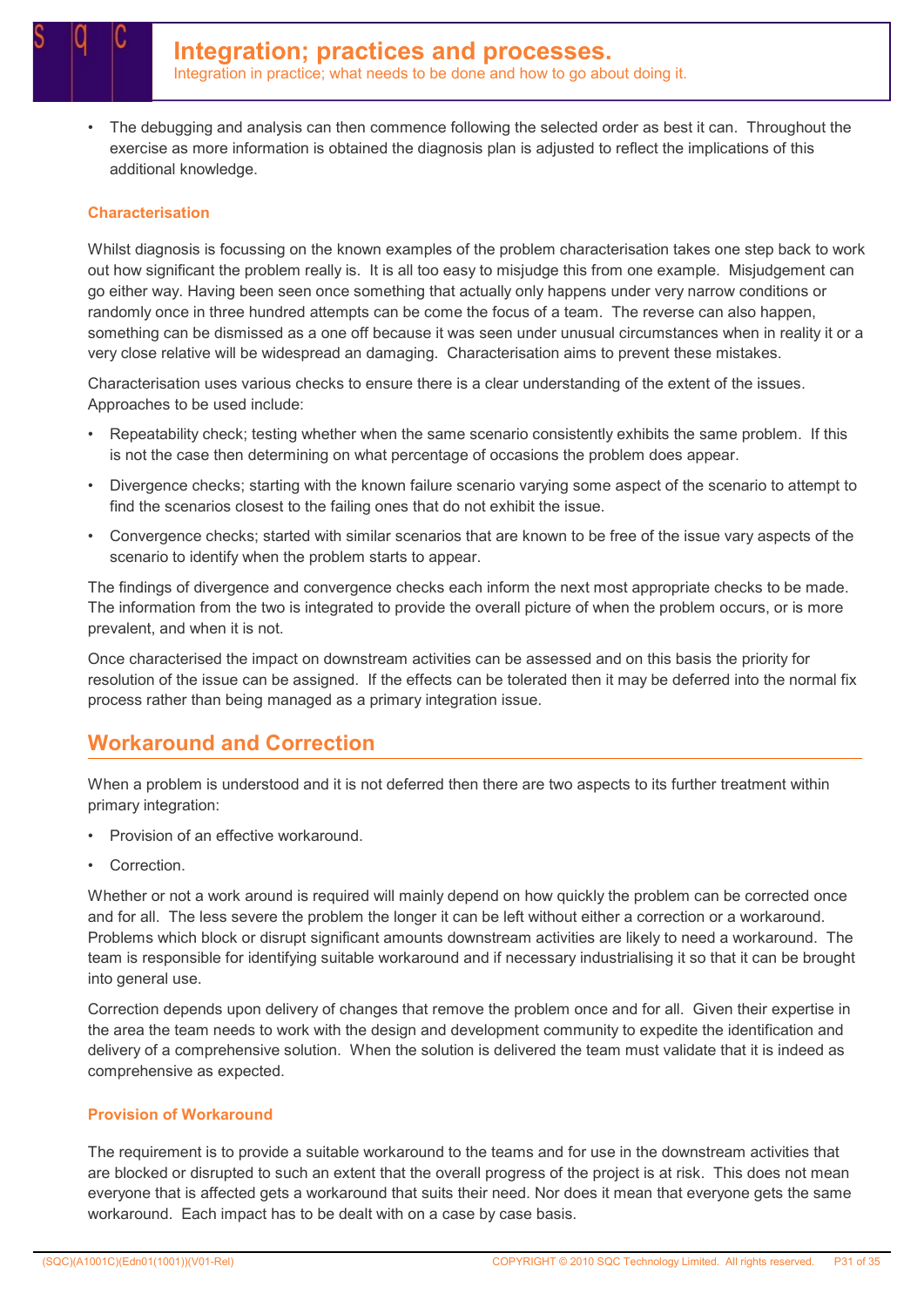- The debugging and analysis can then commence following the selected order as best it can. Throughout the exercise as more information is obtained the diagnosis plan is adjusted to reflect the implications of this additional knowledge.

### Characterisation

Whilst diagnosis is focussing on the known examples of the problem characterisation takes one step back to work out how significant the problem really is. It is all too easy to misjudge this from one example. Misjudgement can go either way. Having been seen once something that actually only happens under very narrow conditions or randomly once in three hundred attempts can be come the focus of a team. The reverse can also happen, something can be dismissed as a one off because it was seen under unusual circumstances when in reality it or a very close relative will be widespread an damaging. Characterisation aims to prevent these mistakes.

Characterisation uses various checks to ensure there is a clear understanding of the extent of the issues. Approaches to be used include:

- Repeatability check; testing whether when the same scenario consistently exhibits the same problem. If this is not the case then determining on what percentage of occasions the problem does appear.
- Divergence checks; starting with the known failure scenario varying some aspect of the scenario to attempt to find the scenarios closest to the failing ones that do not exhibit the issue.
- Convergence checks; started with similar scenarios that are known to be free of the issue vary aspects of the scenario to identify when the problem starts to appear.

The findings of divergence and convergence checks each inform the next most appropriate checks to be made. The information from the two is integrated to provide the overall picture of when the problem occurs, or is more prevalent, and when it is not.

Once characterised the impact on downstream activities can be assessed and on this basis the priority for resolution of the issue can be assigned. If the effects can be tolerated then it may be deferred into the normal fix process rather than being managed as a primary integration issue.

## Workaround and Correction

When a problem is understood and it is not deferred then there are two aspects to its further treatment within primary integration:

- Provision of an effective workaround.
- Correction.

Whether or not a work around is required will mainly depend on how quickly the problem can be corrected once and for all. The less severe the problem the longer it can be left without either a correction or a workaround. Problems which block or disrupt significant amounts downstream activities are likely to need a workaround. The team is responsible for identifying suitable workaround and if necessary industrialising it so that it can be brought into general use.

Correction depends upon delivery of changes that remove the problem once and for all. Given their expertise in the area the team needs to work with the design and development community to expedite the identification and delivery of a comprehensive solution. When the solution is delivered the team must validate that it is indeed as comprehensive as expected.

### Provision of Workaround

The requirement is to provide a suitable workaround to the teams and for use in the downstream activities that are blocked or disrupted to such an extent that the overall progress of the project is at risk. This does not mean everyone that is affected gets a workaround that suits their need. Nor does it mean that everyone gets the same workaround. Each impact has to be dealt with on a case by case basis.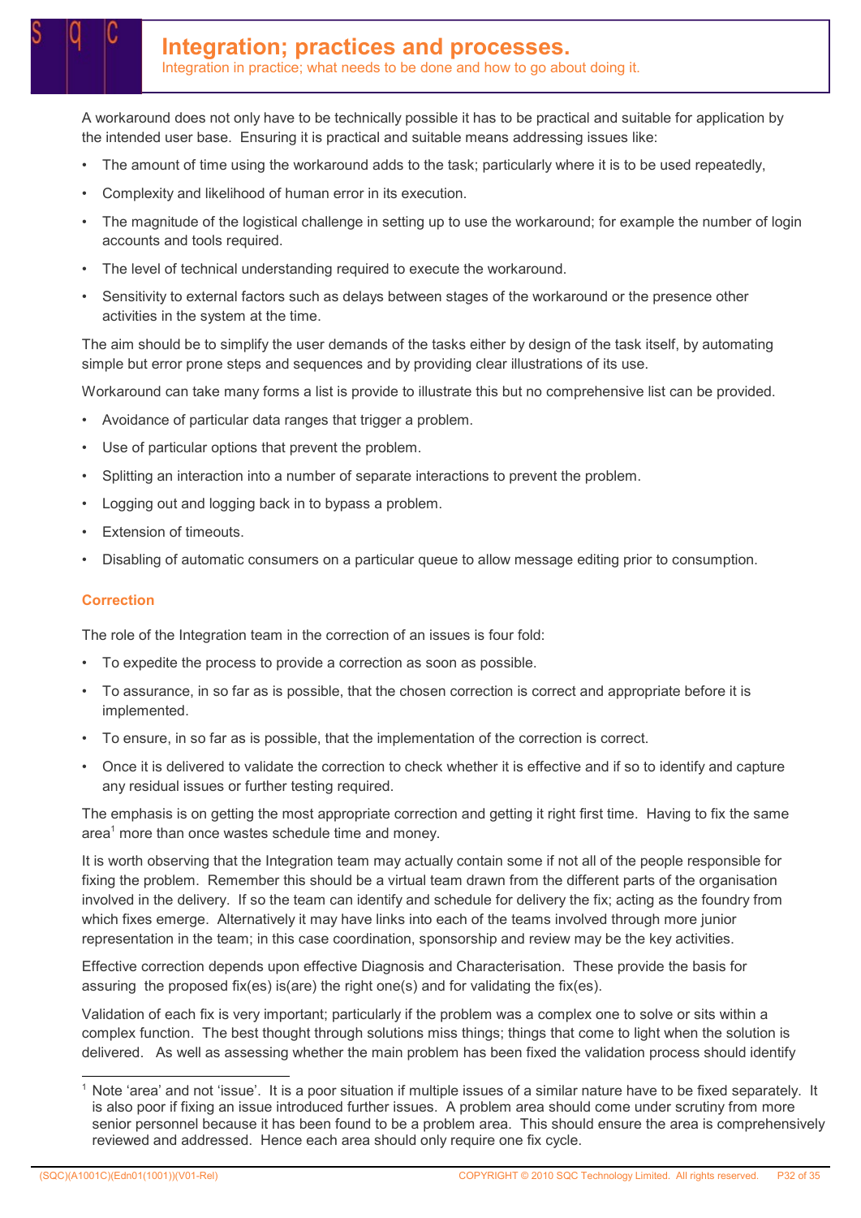A workaround does not only have to be technically possible it has to be practical and suitable for application by the intended user base. Ensuring it is practical and suitable means addressing issues like:

- The amount of time using the workaround adds to the task; particularly where it is to be used repeatedly,
- Complexity and likelihood of human error in its execution.
- The magnitude of the logistical challenge in setting up to use the workaround; for example the number of login accounts and tools required.
- The level of technical understanding required to execute the workaround.
- Sensitivity to external factors such as delays between stages of the workaround or the presence other activities in the system at the time.

The aim should be to simplify the user demands of the tasks either by design of the task itself, by automating simple but error prone steps and sequences and by providing clear illustrations of its use.

Workaround can take many forms a list is provide to illustrate this but no comprehensive list can be provided.

- Avoidance of particular data ranges that trigger a problem.
- Use of particular options that prevent the problem.
- Splitting an interaction into a number of separate interactions to prevent the problem.
- Logging out and logging back in to bypass a problem.
- Extension of timeouts.
- Disabling of automatic consumers on a particular queue to allow message editing prior to consumption.

### Correction

The role of the Integration team in the correction of an issues is four fold:

- To expedite the process to provide a correction as soon as possible.
- To assurance, in so far as is possible, that the chosen correction is correct and appropriate before it is implemented.
- To ensure, in so far as is possible, that the implementation of the correction is correct.
- Once it is delivered to validate the correction to check whether it is effective and if so to identify and capture any residual issues or further testing required.

The emphasis is on getting the most appropriate correction and getting it right first time. Having to fix the same area[1] more than once wastes schedule time and money.

It is worth observing that the Integration team may actually contain some if not all of the people responsible for fixing the problem. Remember this should be a virtual team drawn from the different parts of the organisation involved in the delivery. If so the team can identify and schedule for delivery the fix; acting as the foundry from which fixes emerge. Alternatively it may have links into each of the teams involved through more junior representation in the team; in this case coordination, sponsorship and review may be the key activities.

Effective correction depends upon effective Diagnosis and Characterisation. These provide the basis for assuring the proposed fix(es) is(are) the right one(s) and for validating the fix(es).

Validation of each fix is very important; particularly if the problem was a complex one to solve or sits within a complex function. The best thought through solutions miss things; things that come to light when the solution is delivered. As well as assessing whether the main problem has been fixed the validation process should identify

[1] Note 'area' and not 'issue'. It is a poor situation if multiple issues of a similar nature have to be fixed separately. It is also poor if fixing an issue introduced further issues. A problem area should come under scrutiny from more senior personnel because it has been found to be a problem area. This should ensure the area is comprehensively reviewed and addressed. Hence each area should only require one fix cycle.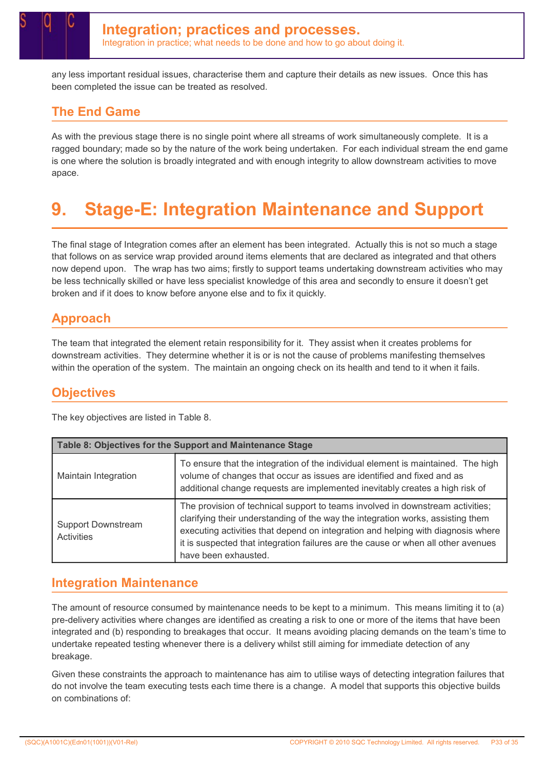any less important residual issues, characterise them and capture their details as new issues. Once this has been completed the issue can be treated as resolved.

## The End Game

As with the previous stage there is no single point where all streams of work simultaneously complete. It is a ragged boundary; made so by the nature of the work being undertaken. For each individual stream the end game is one where the solution is broadly integrated and with enough integrity to allow downstream activities to move apace.

# 9. Stage-E: Integration Maintenance and Support

The final stage of Integration comes after an element has been integrated. Actually this is not so much a stage that follows on as service wrap provided around items elements that are declared as integrated and that others now depend upon. The wrap has two aims; firstly to support teams undertaking downstream activities who may be less technically skilled or have less specialist knowledge of this area and secondly to ensure it doesn't get broken and if it does to know before anyone else and to fix it quickly.

## Approach

The team that integrated the element retain responsibility for it. They assist when it creates problems for downstream activities. They determine whether it is or is not the cause of problems manifesting themselves within the operation of the system. The maintain an ongoing check on its health and tend to it when it fails.

## Objectives

The key objectives are listed in Table 8.

| Table 8: Objectives for the Support and Maintenance Stage | |
|---|---|
| Maintain Integration | To ensure that the integration of the individual element is maintained. The high volume of changes that occur as issues are identified and fixed and as additional change requests are implemented inevitably creates a high risk of |
| Support Downstream Activities | The provision of technical support to teams involved in downstream activities; clarifying their understanding of the way the integration works, assisting them executing activities that depend on integration and helping with diagnosis where it is suspected that integration failures are the cause or when all other avenues have been exhausted. |

## Integration Maintenance

The amount of resource consumed by maintenance needs to be kept to a minimum. This means limiting it to (a) pre-delivery activities where changes are identified as creating a risk to one or more of the items that have been integrated and (b) responding to breakages that occur. It means avoiding placing demands on the team's time to undertake repeated testing whenever there is a delivery whilst still aiming for immediate detection of any breakage.

Given these constraints the approach to maintenance has aim to utilise ways of detecting integration failures that do not involve the team executing tests each time there is a change. A model that supports this objective builds on combinations of: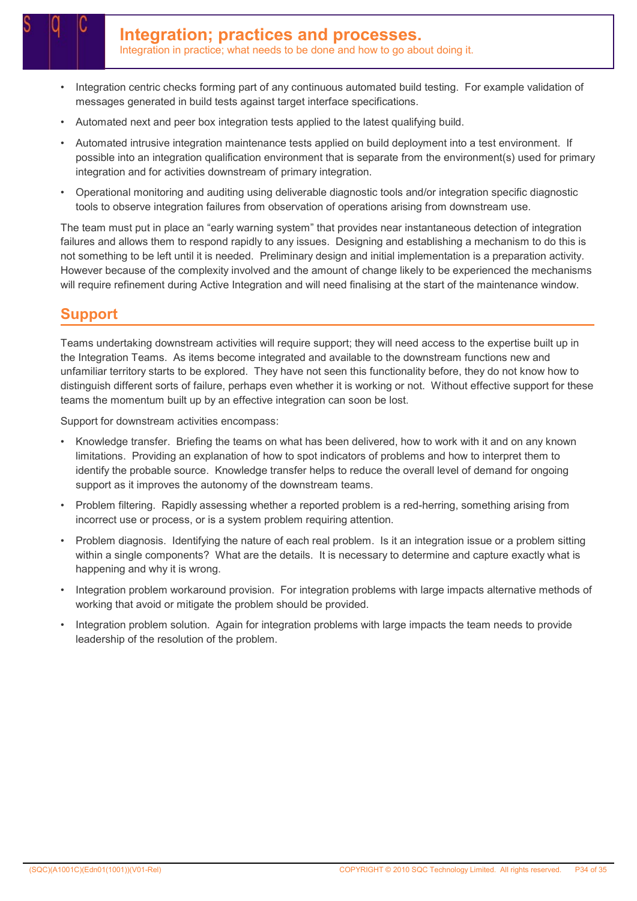- Integration centric checks forming part of any continuous automated build testing. For example validation of messages generated in build tests against target interface specifications.
- Automated next and peer box integration tests applied to the latest qualifying build.
- Automated intrusive integration maintenance tests applied on build deployment into a test environment. If possible into an integration qualification environment that is separate from the environment(s) used for primary integration and for activities downstream of primary integration.
- Operational monitoring and auditing using deliverable diagnostic tools and/or integration specific diagnostic tools to observe integration failures from observation of operations arising from downstream use.

The team must put in place an "early warning system" that provides near instantaneous detection of integration failures and allows them to respond rapidly to any issues. Designing and establishing a mechanism to do this is not something to be left until it is needed. Preliminary design and initial implementation is a preparation activity. However because of the complexity involved and the amount of change likely to be experienced the mechanisms will require refinement during Active Integration and will need finalising at the start of the maintenance window.

## Support

Teams undertaking downstream activities will require support; they will need access to the expertise built up in the Integration Teams. As items become integrated and available to the downstream functions new and unfamiliar territory starts to be explored. They have not seen this functionality before, they do not know how to distinguish different sorts of failure, perhaps even whether it is working or not. Without effective support for these teams the momentum built up by an effective integration can soon be lost.

Support for downstream activities encompass:

- Knowledge transfer. Briefing the teams on what has been delivered, how to work with it and on any known limitations. Providing an explanation of how to spot indicators of problems and how to interpret them to identify the probable source. Knowledge transfer helps to reduce the overall level of demand for ongoing support as it improves the autonomy of the downstream teams.
- Problem filtering. Rapidly assessing whether a reported problem is a red-herring, something arising from incorrect use or process, or is a system problem requiring attention.
- Problem diagnosis. Identifying the nature of each real problem. Is it an integration issue or a problem sitting within a single components? What are the details. It is necessary to determine and capture exactly what is happening and why it is wrong.
- Integration problem workaround provision. For integration problems with large impacts alternative methods of working that avoid or mitigate the problem should be provided.
- Integration problem solution. Again for integration problems with large impacts the team needs to provide leadership of the resolution of the problem.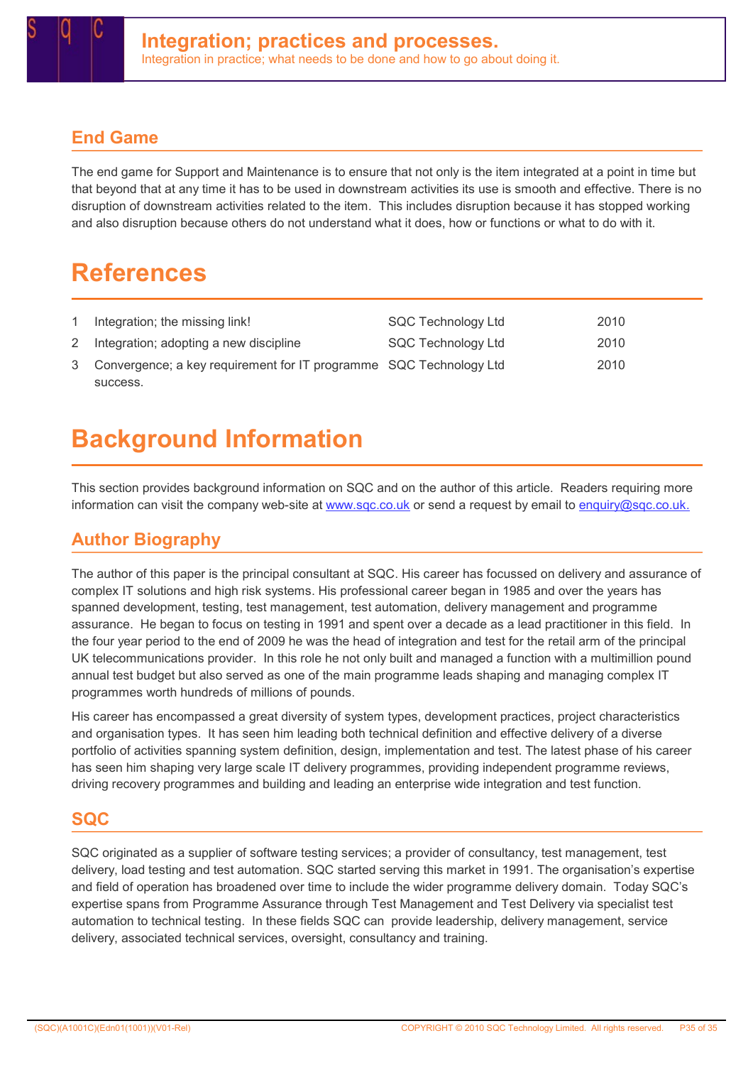## End Game

The end game for Support and Maintenance is to ensure that not only is the item integrated at a point in time but that beyond that at any time it has to be used in downstream activities its use is smooth and effective. There is no disruption of downstream activities related to the item. This includes disruption because it has stopped working and also disruption because others do not understand what it does, how or functions or what to do with it.

# References

| | | | |
|---|---|---|---|
| 1 | Integration; the missing link! | SQC Technology Ltd | 2010 |
| 2 | Integration; adopting a new discipline | SQC Technology Ltd | 2010 |
| 3 | Convergence; a key requirement for IT programme success. | SQC Technology Ltd | 2010 |

# Background Information

This section provides background information on SQC and on the author of this article. Readers requiring more information can visit the company web-site at www.sqc.co.uk or send a request by email to enquiry@sqc.co.uk.

## Author Biography

The author of this paper is the principal consultant at SQC. His career has focussed on delivery and assurance of complex IT solutions and high risk systems. His professional career began in 1985 and over the years has spanned development, testing, test management, test automation, delivery management and programme assurance. He began to focus on testing in 1991 and spent over a decade as a lead practitioner in this field. In the four year period to the end of 2009 he was the head of integration and test for the retail arm of the principal UK telecommunications provider. In this role he not only built and managed a function with a multimillion pound annual test budget but also served as one of the main programme leads shaping and managing complex IT programmes worth hundreds of millions of pounds.

His career has encompassed a great diversity of system types, development practices, project characteristics and organisation types. It has seen him leading both technical definition and effective delivery of a diverse portfolio of activities spanning system definition, design, implementation and test. The latest phase of his career has seen him shaping very large scale IT delivery programmes, providing independent programme reviews, driving recovery programmes and building and leading an enterprise wide integration and test function.

## SQC

SQC originated as a supplier of software testing services; a provider of consultancy, test management, test delivery, load testing and test automation. SQC started serving this market in 1991. The organisation's expertise and field of operation has broadened over time to include the wider programme delivery domain. Today SQC's expertise spans from Programme Assurance through Test Management and Test Delivery via specialist test automation to technical testing. In these fields SQC can provide leadership, delivery management, service delivery, associated technical services, oversight, consultancy and training.